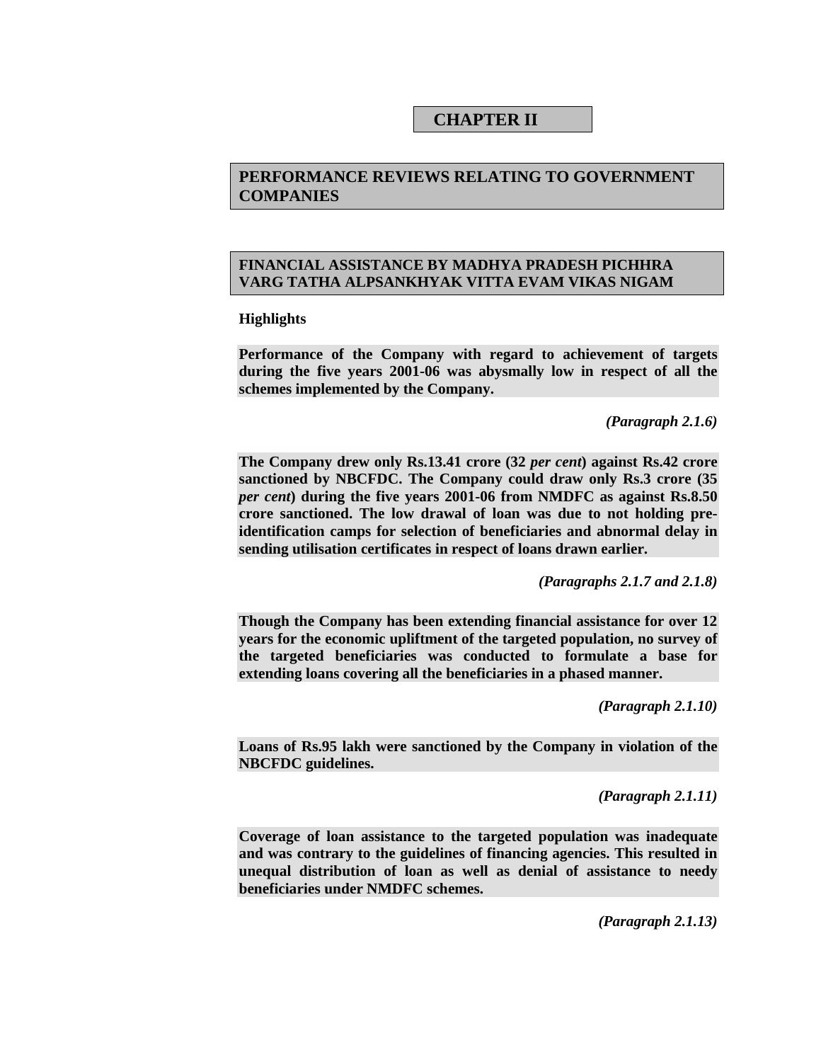# CHAPTER II

## PERFORMANCE REVIEWS RELATING TO GOVERNMENT COMPANIES

### FINANCIAL ASSISTANCE BY MADHYA PRADESH PICHHRA VARG TATHA ALPSANKHYAK VITTA EVAM VIKAS NIGAM

**Highlights**

**Performance of the Company with regard to achievement of targets during the five years 2001-06 was abysmally low in respect of all the schemes implemented by the Company.**

***(Paragraph 2.1.6)***

**The Company drew only Rs.13.41 crore (32 *per cent*) against Rs.42 crore sanctioned by NBCFDC. The Company could draw only Rs.3 crore (35 *per cent*) during the five years 2001-06 from NMDFC as against Rs.8.50 crore sanctioned. The low drawal of loan was due to not holding pre-identification camps for selection of beneficiaries and abnormal delay in sending utilisation certificates in respect of loans drawn earlier.**

***(Paragraphs 2.1.7 and 2.1.8)***

**Though the Company has been extending financial assistance for over 12 years for the economic upliftment of the targeted population, no survey of the targeted beneficiaries was conducted to formulate a base for extending loans covering all the beneficiaries in a phased manner.**

***(Paragraph 2.1.10)***

**Loans of Rs.95 lakh were sanctioned by the Company in violation of the NBCFDC guidelines.**

***(Paragraph 2.1.11)***

**Coverage of loan assistance to the targeted population was inadequate and was contrary to the guidelines of financing agencies. This resulted in unequal distribution of loan as well as denial of assistance to needy beneficiaries under NMDFC schemes.**

***(Paragraph 2.1.13)***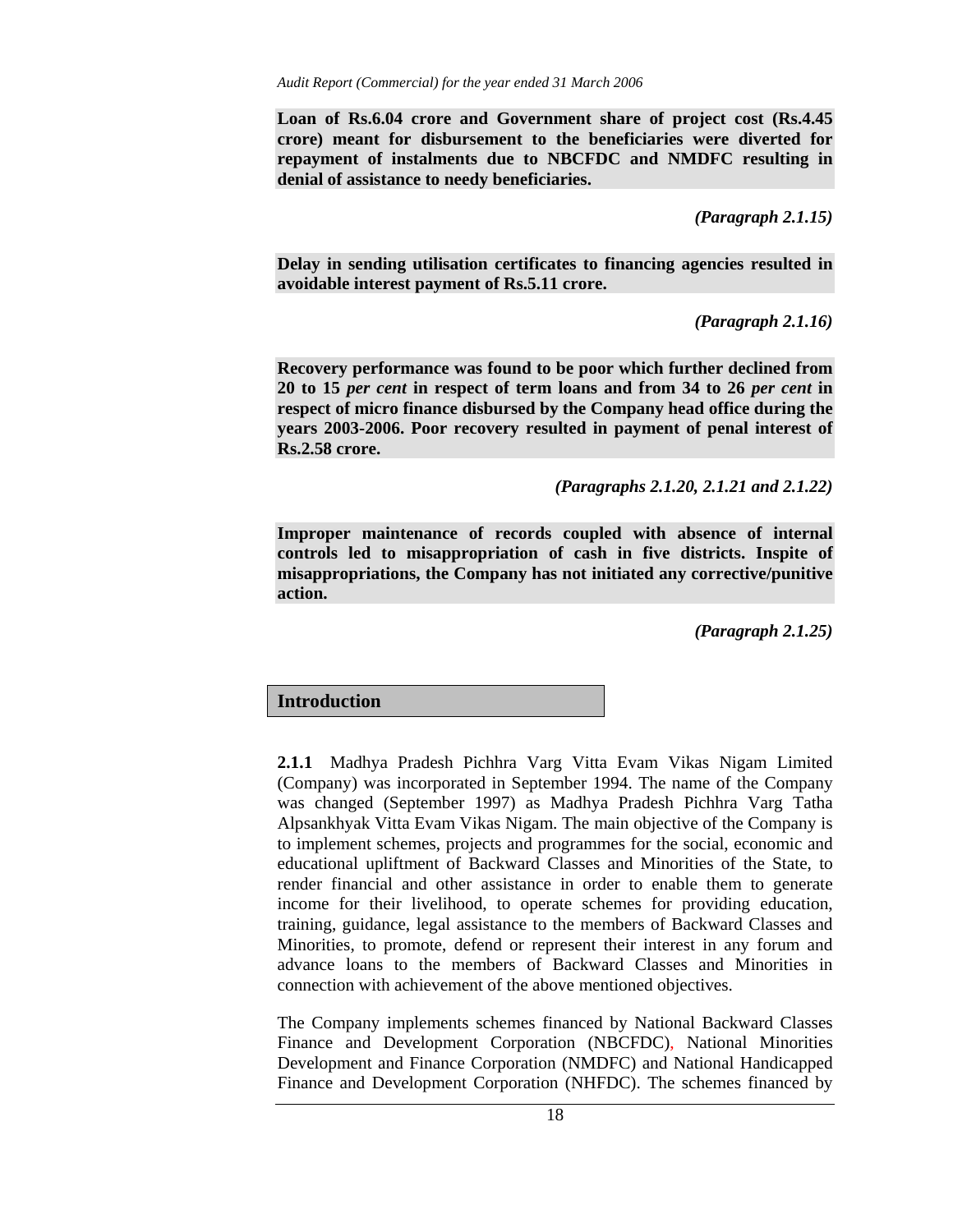**Loan of Rs.6.04 crore and Government share of project cost (Rs.4.45 crore) meant for disbursement to the beneficiaries were diverted for repayment of instalments due to NBCFDC and NMDFC resulting in denial of assistance to needy beneficiaries.**

***(Paragraph 2.1.15)***

**Delay in sending utilisation certificates to financing agencies resulted in avoidable interest payment of Rs.5.11 crore.**

***(Paragraph 2.1.16)***

**Recovery performance was found to be poor which further declined from 20 to 15 *per cent* in respect of term loans and from 34 to 26 *per cent* in respect of micro finance disbursed by the Company head office during the years 2003-2006. Poor recovery resulted in payment of penal interest of Rs.2.58 crore.**

***(Paragraphs 2.1.20, 2.1.21 and 2.1.22)***

**Improper maintenance of records coupled with absence of internal controls led to misappropriation of cash in five districts. Inspite of misappropriations, the Company has not initiated any corrective/punitive action.**

***(Paragraph 2.1.25)***

## Introduction

**2.1.1** Madhya Pradesh Pichhra Varg Vitta Evam Vikas Nigam Limited (Company) was incorporated in September 1994. The name of the Company was changed (September 1997) as Madhya Pradesh Pichhra Varg Tatha Alpsankhyak Vitta Evam Vikas Nigam. The main objective of the Company is to implement schemes, projects and programmes for the social, economic and educational upliftment of Backward Classes and Minorities of the State, to render financial and other assistance in order to enable them to generate income for their livelihood, to operate schemes for providing education, training, guidance, legal assistance to the members of Backward Classes and Minorities, to promote, defend or represent their interest in any forum and advance loans to the members of Backward Classes and Minorities in connection with achievement of the above mentioned objectives.

The Company implements schemes financed by National Backward Classes Finance and Development Corporation (NBCFDC), National Minorities Development and Finance Corporation (NMDFC) and National Handicapped Finance and Development Corporation (NHFDC). The schemes financed by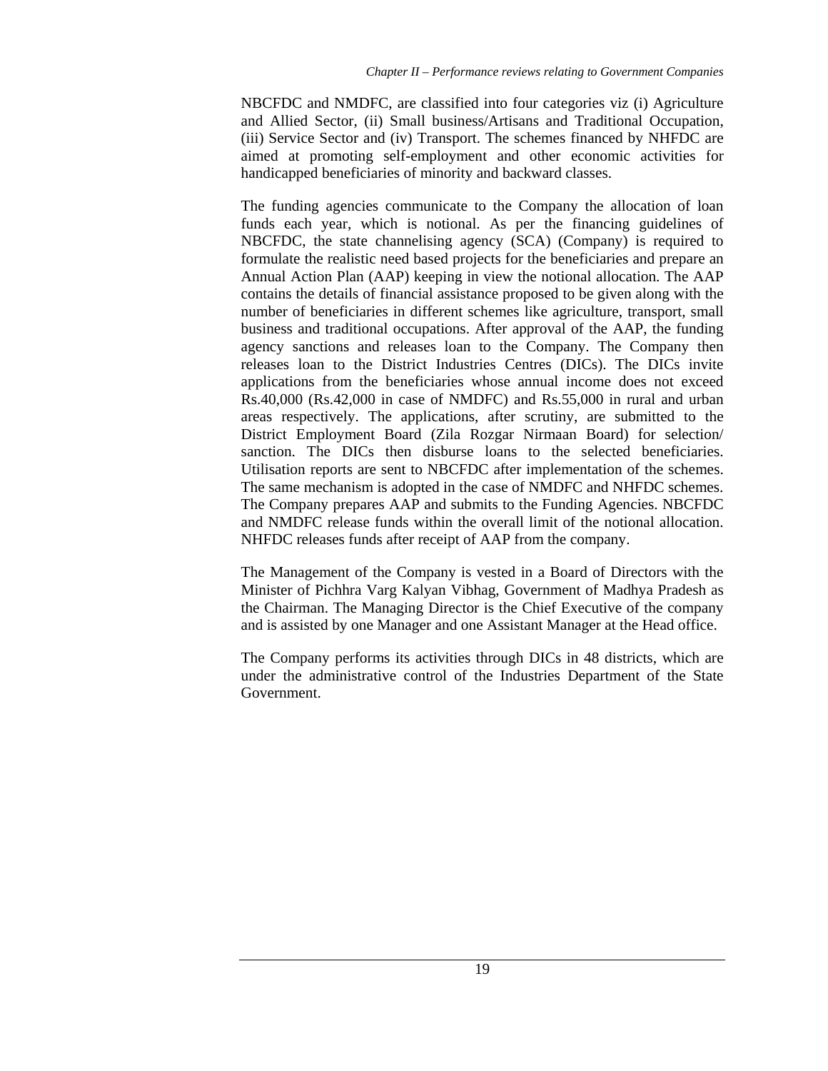NBCFDC and NMDFC, are classified into four categories viz (i) Agriculture and Allied Sector, (ii) Small business/Artisans and Traditional Occupation, (iii) Service Sector and (iv) Transport. The schemes financed by NHFDC are aimed at promoting self-employment and other economic activities for handicapped beneficiaries of minority and backward classes.

The funding agencies communicate to the Company the allocation of loan funds each year, which is notional. As per the financing guidelines of NBCFDC, the state channelising agency (SCA) (Company) is required to formulate the realistic need based projects for the beneficiaries and prepare an Annual Action Plan (AAP) keeping in view the notional allocation. The AAP contains the details of financial assistance proposed to be given along with the number of beneficiaries in different schemes like agriculture, transport, small business and traditional occupations. After approval of the AAP, the funding agency sanctions and releases loan to the Company. The Company then releases loan to the District Industries Centres (DICs). The DICs invite applications from the beneficiaries whose annual income does not exceed Rs.40,000 (Rs.42,000 in case of NMDFC) and Rs.55,000 in rural and urban areas respectively. The applications, after scrutiny, are submitted to the District Employment Board (Zila Rozgar Nirmaan Board) for selection/ sanction. The DICs then disburse loans to the selected beneficiaries. Utilisation reports are sent to NBCFDC after implementation of the schemes. The same mechanism is adopted in the case of NMDFC and NHFDC schemes. The Company prepares AAP and submits to the Funding Agencies. NBCFDC and NMDFC release funds within the overall limit of the notional allocation. NHFDC releases funds after receipt of AAP from the company.

The Management of the Company is vested in a Board of Directors with the Minister of Pichhra Varg Kalyan Vibhag, Government of Madhya Pradesh as the Chairman. The Managing Director is the Chief Executive of the company and is assisted by one Manager and one Assistant Manager at the Head office.

The Company performs its activities through DICs in 48 districts, which are under the administrative control of the Industries Department of the State Government.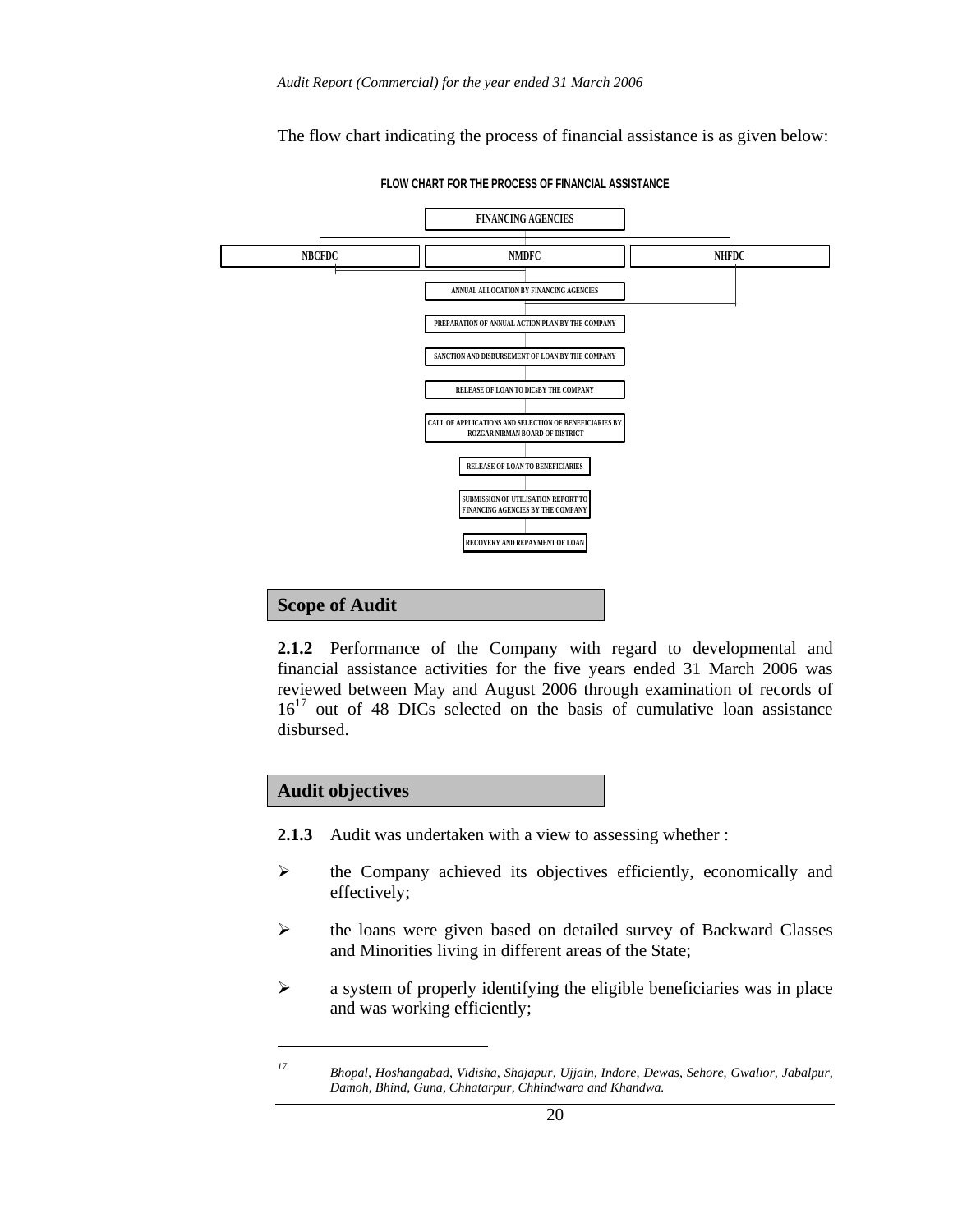The flow chart indicating the process of financial assistance is as given below:

**FLOW CHART FOR THE PROCESS OF FINANCIAL ASSISTANCE**

FINANCING AGENCIES

NBCFDC

NMDFC

NHFDC

ANNUAL ALLOCATION BY FINANCING AGENCIES

PREPARATION OF ANNUAL ACTION PLAN BY THE COMPANY

SANCTION AND DISBURSEMENT OF LOAN BY THE COMPANY

RELEASE OF LOAN TO DICsBY THE COMPANY

CALL OF APPLICATIONS AND SELECTION OF BENEFICIARIES BY ROZGAR NIRMAN BOARD OF DISTRICT

RELEASE OF LOAN TO BENEFICIARIES

SUBMISSION OF UTILISATION REPORT TO FINANCING AGENCIES BY THE COMPANY

RECOVERY AND REPAYMENT OF LOAN

## Scope of Audit

**2.1.2** Performance of the Company with regard to developmental and financial assistance activities for the five years ended 31 March 2006 was reviewed between May and August 2006 through examination of records of 16[17] out of 48 DICs selected on the basis of cumulative loan assistance disbursed.

## Audit objectives

**2.1.3** Audit was undertaken with a view to assessing whether :

- the Company achieved its objectives efficiently, economically and effectively;
- the loans were given based on detailed survey of Backward Classes and Minorities living in different areas of the State;
- a system of properly identifying the eligible beneficiaries was in place and was working efficiently;

---

[17] *Bhopal, Hoshangabad, Vidisha, Shajapur, Ujjain, Indore, Dewas, Sehore, Gwalior, Jabalpur, Damoh, Bhind, Guna, Chhatarpur, Chhindwara and Khandwa.*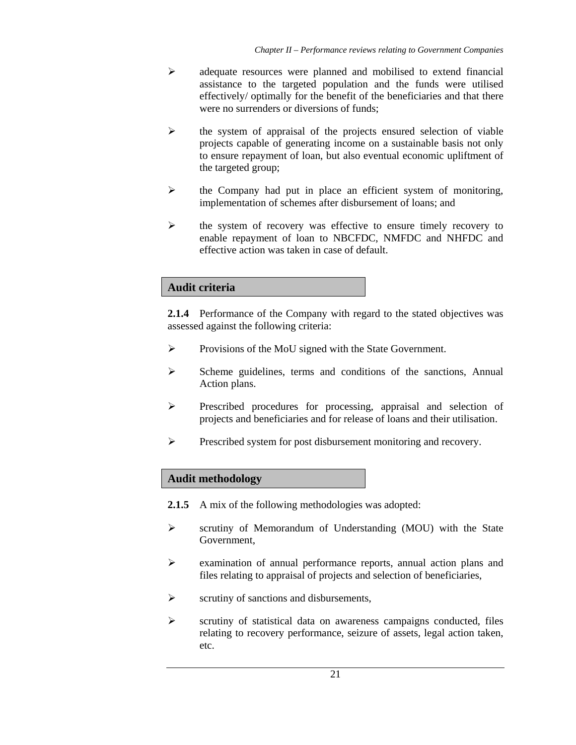- adequate resources were planned and mobilised to extend financial assistance to the targeted population and the funds were utilised effectively/ optimally for the benefit of the beneficiaries and that there were no surrenders or diversions of funds;

- the system of appraisal of the projects ensured selection of viable projects capable of generating income on a sustainable basis not only to ensure repayment of loan, but also eventual economic upliftment of the targeted group;

- the Company had put in place an efficient system of monitoring, implementation of schemes after disbursement of loans; and

- the system of recovery was effective to ensure timely recovery to enable repayment of loan to NBCFDC, NMFDC and NHFDC and effective action was taken in case of default.

## Audit criteria

**2.1.4** Performance of the Company with regard to the stated objectives was assessed against the following criteria:

- Provisions of the MoU signed with the State Government.

- Scheme guidelines, terms and conditions of the sanctions, Annual Action plans.

- Prescribed procedures for processing, appraisal and selection of projects and beneficiaries and for release of loans and their utilisation.

- Prescribed system for post disbursement monitoring and recovery.

## Audit methodology

**2.1.5** A mix of the following methodologies was adopted:

- scrutiny of Memorandum of Understanding (MOU) with the State Government,

- examination of annual performance reports, annual action plans and files relating to appraisal of projects and selection of beneficiaries,

- scrutiny of sanctions and disbursements,

- scrutiny of statistical data on awareness campaigns conducted, files relating to recovery performance, seizure of assets, legal action taken, etc.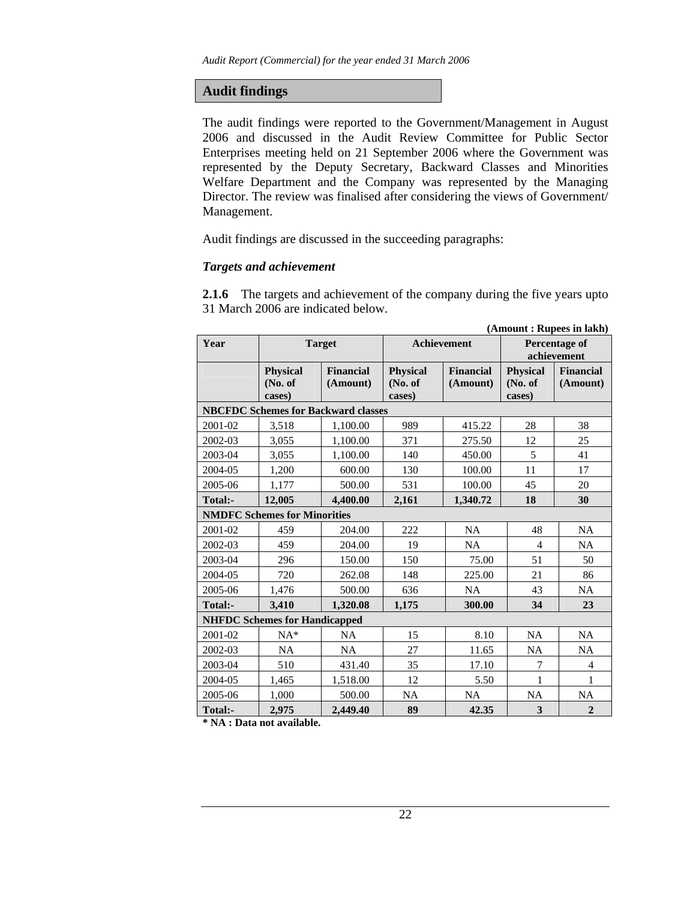## Audit findings

The audit findings were reported to the Government/Management in August 2006 and discussed in the Audit Review Committee for Public Sector Enterprises meeting held on 21 September 2006 where the Government was represented by the Deputy Secretary, Backward Classes and Minorities Welfare Department and the Company was represented by the Managing Director. The review was finalised after considering the views of Government/ Management.

Audit findings are discussed in the succeeding paragraphs:

### *Targets and achievement*

**2.1.6** The targets and achievement of the company during the five years upto 31 March 2006 are indicated below.

**(Amount : Rupees in lakh)**

| Year | Target | | Achievement | | Percentage of achievement | |
|---|---|---|---|---|---|---|
| | **Physical (No. of cases)** | **Financial (Amount)** | **Physical (No. of cases)** | **Financial (Amount)** | **Physical (No. of cases)** | **Financial (Amount)** |
| **NBCFDC Schemes for Backward classes** | | | | | | |
| 2001-02 | 3,518 | 1,100.00 | 989 | 415.22 | 28 | 38 |
| 2002-03 | 3,055 | 1,100.00 | 371 | 275.50 | 12 | 25 |
| 2003-04 | 3,055 | 1,100.00 | 140 | 450.00 | 5 | 41 |
| 2004-05 | 1,200 | 600.00 | 130 | 100.00 | 11 | 17 |
| 2005-06 | 1,177 | 500.00 | 531 | 100.00 | 45 | 20 |
| **Total:-** | **12,005** | **4,400.00** | **2,161** | **1,340.72** | **18** | **30** |
| **NMDFC Schemes for Minorities** | | | | | | |
| 2001-02 | 459 | 204.00 | 222 | NA | 48 | NA |
| 2002-03 | 459 | 204.00 | 19 | NA | 4 | NA |
| 2003-04 | 296 | 150.00 | 150 | 75.00 | 51 | 50 |
| 2004-05 | 720 | 262.08 | 148 | 225.00 | 21 | 86 |
| 2005-06 | 1,476 | 500.00 | 636 | NA | 43 | NA |
| **Total:-** | **3,410** | **1,320.08** | **1,175** | **300.00** | **34** | **23** |
| **NHFDC Schemes for Handicapped** | | | | | | |
| 2001-02 | NA* | NA | 15 | 8.10 | NA | NA |
| 2002-03 | NA | NA | 27 | 11.65 | NA | NA |
| 2003-04 | 510 | 431.40 | 35 | 17.10 | 7 | 4 |
| 2004-05 | 1,465 | 1,518.00 | 12 | 5.50 | 1 | 1 |
| 2005-06 | 1,000 | 500.00 | NA | NA | NA | NA |
| **Total:-** | **2,975** | **2,449.40** | **89** | **42.35** | **3** | **2** |

**\* NA : Data not available.**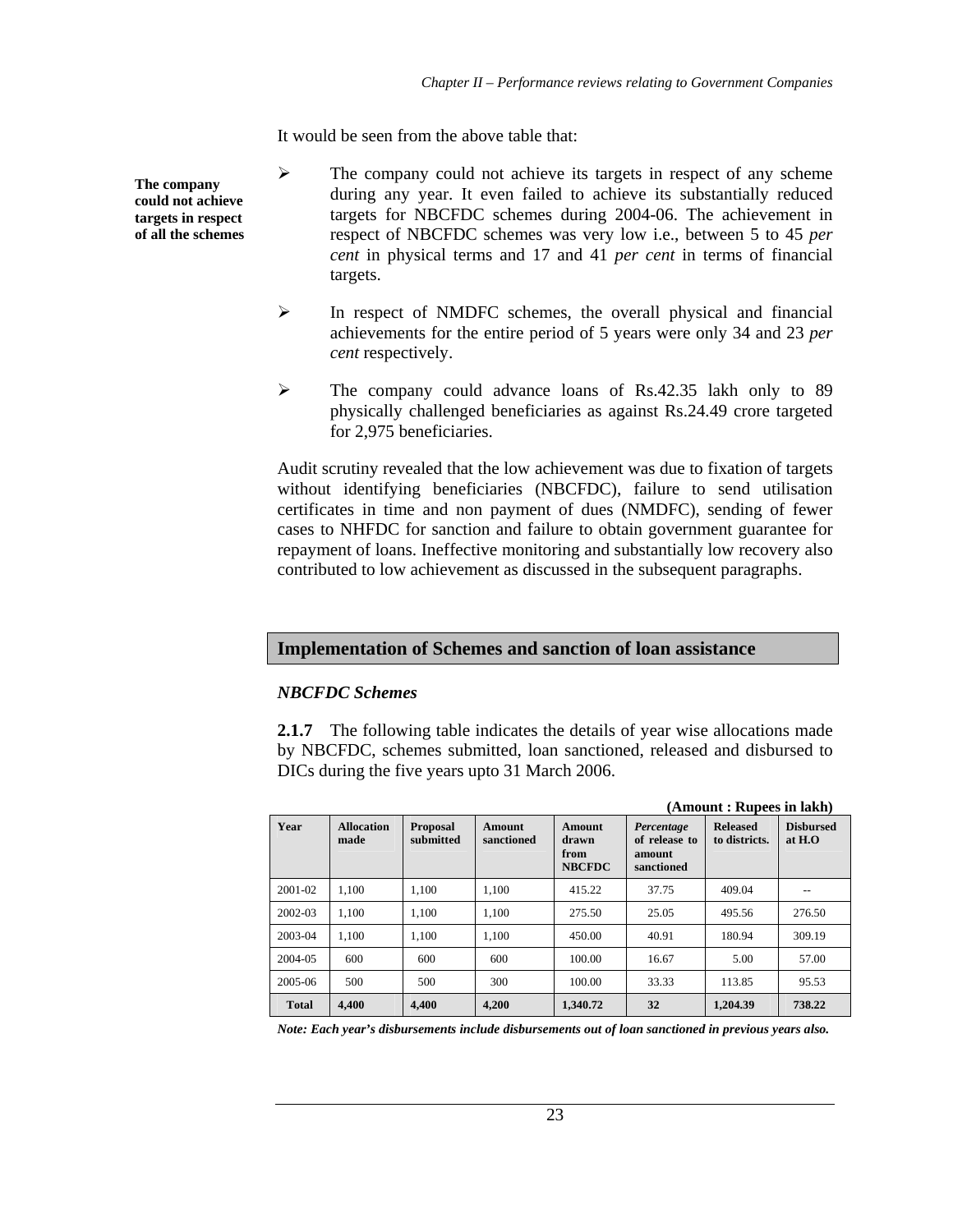It would be seen from the above table that:

**The company could not achieve targets in respect of all the schemes**

- The company could not achieve its targets in respect of any scheme during any year. It even failed to achieve its substantially reduced targets for NBCFDC schemes during 2004-06. The achievement in respect of NBCFDC schemes was very low i.e., between 5 to 45 *per cent* in physical terms and 17 and 41 *per cent* in terms of financial targets.

- In respect of NMDFC schemes, the overall physical and financial achievements for the entire period of 5 years were only 34 and 23 *per cent* respectively.

- The company could advance loans of Rs.42.35 lakh only to 89 physically challenged beneficiaries as against Rs.24.49 crore targeted for 2,975 beneficiaries.

Audit scrutiny revealed that the low achievement was due to fixation of targets without identifying beneficiaries (NBCFDC), failure to send utilisation certificates in time and non payment of dues (NMDFC), sending of fewer cases to NHFDC for sanction and failure to obtain government guarantee for repayment of loans. Ineffective monitoring and substantially low recovery also contributed to low achievement as discussed in the subsequent paragraphs.

## Implementation of Schemes and sanction of loan assistance

### *NBCFDC Schemes*

**2.1.7** The following table indicates the details of year wise allocations made by NBCFDC, schemes submitted, loan sanctioned, released and disbursed to DICs during the five years upto 31 March 2006.

**(Amount : Rupees in lakh)**

| Year | Allocation made | Proposal submitted | Amount sanctioned | Amount drawn from NBCFDC | *Percentage* of release to amount sanctioned | Released to districts. | Disbursed at H.O |
|---|---|---|---|---|---|---|---|
| 2001-02 | 1,100 | 1,100 | 1,100 | 415.22 | 37.75 | 409.04 | -- |
| 2002-03 | 1,100 | 1,100 | 1,100 | 275.50 | 25.05 | 495.56 | 276.50 |
| 2003-04 | 1,100 | 1,100 | 1,100 | 450.00 | 40.91 | 180.94 | 309.19 |
| 2004-05 | 600 | 600 | 600 | 100.00 | 16.67 | 5.00 | 57.00 |
| 2005-06 | 500 | 500 | 300 | 100.00 | 33.33 | 113.85 | 95.53 |
| **Total** | **4,400** | **4,400** | **4,200** | **1,340.72** | **32** | **1,204.39** | **738.22** |

***Note: Each year's disbursements include disbursements out of loan sanctioned in previous years also.***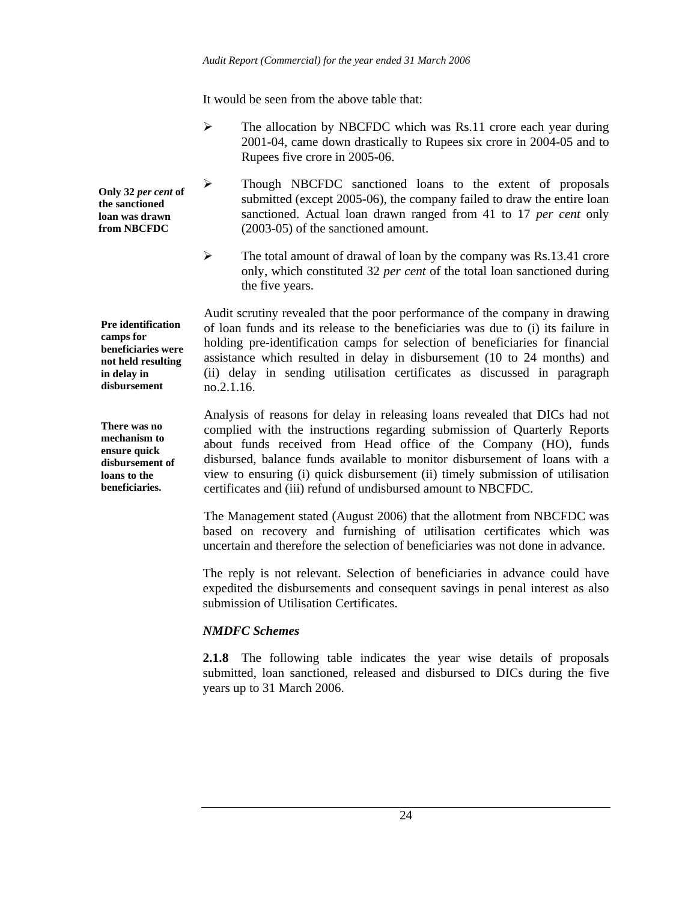It would be seen from the above table that:

- The allocation by NBCFDC which was Rs.11 crore each year during 2001-04, came down drastically to Rupees six crore in 2004-05 and to Rupees five crore in 2005-06.

**Only 32 *per cent* of the sanctioned loan was drawn from NBCFDC**

- Though NBCFDC sanctioned loans to the extent of proposals submitted (except 2005-06), the company failed to draw the entire loan sanctioned. Actual loan drawn ranged from 41 to 17 *per cent* only (2003-05) of the sanctioned amount.
- The total amount of drawal of loan by the company was Rs.13.41 crore only, which constituted 32 *per cent* of the total loan sanctioned during the five years.

**Pre identification camps for beneficiaries were not held resulting in delay in disbursement**

Audit scrutiny revealed that the poor performance of the company in drawing of loan funds and its release to the beneficiaries was due to (i) its failure in holding pre-identification camps for selection of beneficiaries for financial assistance which resulted in delay in disbursement (10 to 24 months) and (ii) delay in sending utilisation certificates as discussed in paragraph no.2.1.16.

**There was no mechanism to ensure quick disbursement of loans to the beneficiaries.**

Analysis of reasons for delay in releasing loans revealed that DICs had not complied with the instructions regarding submission of Quarterly Reports about funds received from Head office of the Company (HO), funds disbursed, balance funds available to monitor disbursement of loans with a view to ensuring (i) quick disbursement (ii) timely submission of utilisation certificates and (iii) refund of undisbursed amount to NBCFDC.

The Management stated (August 2006) that the allotment from NBCFDC was based on recovery and furnishing of utilisation certificates which was uncertain and therefore the selection of beneficiaries was not done in advance.

The reply is not relevant. Selection of beneficiaries in advance could have expedited the disbursements and consequent savings in penal interest as also submission of Utilisation Certificates.

### *NMDFC Schemes*

**2.1.8** The following table indicates the year wise details of proposals submitted, loan sanctioned, released and disbursed to DICs during the five years up to 31 March 2006.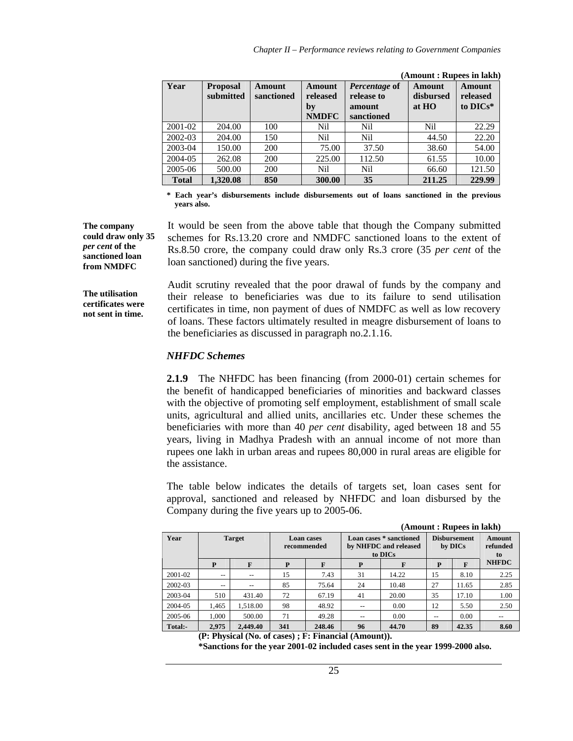**(Amount : Rupees in lakh)**

| Year | Proposal submitted | Amount sanctioned | Amount released by NMDFC | *Percentage* of release to amount sanctioned | Amount disbursed at HO | Amount released to DICs* |
|---|---|---|---|---|---|---|
| 2001-02 | 204.00 | 100 | Nil | Nil | Nil | 22.29 |
| 2002-03 | 204.00 | 150 | Nil | Nil | 44.50 | 22.20 |
| 2003-04 | 150.00 | 200 | 75.00 | 37.50 | 38.60 | 54.00 |
| 2004-05 | 262.08 | 200 | 225.00 | 112.50 | 61.55 | 10.00 |
| 2005-06 | 500.00 | 200 | Nil | Nil | 66.60 | 121.50 |
| **Total** | **1,320.08** | **850** | **300.00** | **35** | **211.25** | **229.99** |

**\* Each year's disbursements include disbursements out of loans sanctioned in the previous years also.**

**The company could draw only 35 *per cent* of the sanctioned loan from NMDFC**

It would be seen from the above table that though the Company submitted schemes for Rs.13.20 crore and NMDFC sanctioned loans to the extent of Rs.8.50 crore, the company could draw only Rs.3 crore (35 *per cent* of the loan sanctioned) during the five years.

**The utilisation certificates were not sent in time.**

Audit scrutiny revealed that the poor drawal of funds by the company and their release to beneficiaries was due to its failure to send utilisation certificates in time, non payment of dues of NMDFC as well as low recovery of loans. These factors ultimately resulted in meagre disbursement of loans to the beneficiaries as discussed in paragraph no.2.1.16.

### *NHFDC Schemes*

**2.1.9** The NHFDC has been financing (from 2000-01) certain schemes for the benefit of handicapped beneficiaries of minorities and backward classes with the objective of promoting self employment, establishment of small scale units, agricultural and allied units, ancillaries etc. Under these schemes the beneficiaries with more than 40 *per cent* disability, aged between 18 and 55 years, living in Madhya Pradesh with an annual income of not more than rupees one lakh in urban areas and rupees 80,000 in rural areas are eligible for the assistance.

The table below indicates the details of targets set, loan cases sent for approval, sanctioned and released by NHFDC and loan disbursed by the Company during the five years up to 2005-06.

**(Amount : Rupees in lakh)**

| Year | Target | | Loan cases recommended | | Loan cases * sanctioned by NHFDC and released to DICs | | Disbursement by DICs | | Amount refunded to NHFDC |
|---|---|---|---|---|---|---|---|---|---|
| | P | F | P | F | P | F | P | F | |
| 2001-02 | -- | -- | 15 | 7.43 | 31 | 14.22 | 15 | 8.10 | 2.25 |
| 2002-03 | -- | -- | 85 | 75.64 | 24 | 10.48 | 27 | 11.65 | 2.85 |
| 2003-04 | 510 | 431.40 | 72 | 67.19 | 41 | 20.00 | 35 | 17.10 | 1.00 |
| 2004-05 | 1,465 | 1,518.00 | 98 | 48.92 | -- | 0.00 | 12 | 5.50 | 2.50 |
| 2005-06 | 1,000 | 500.00 | 71 | 49.28 | -- | 0.00 | -- | 0.00 | -- |
| **Total:-** | **2,975** | **2,449.40** | **341** | **248.46** | **96** | **44.70** | **89** | **42.35** | **8.60** |

**(P: Physical (No. of cases) ; F: Financial (Amount)).**

**\*Sanctions for the year 2001-02 included cases sent in the year 1999-2000 also.**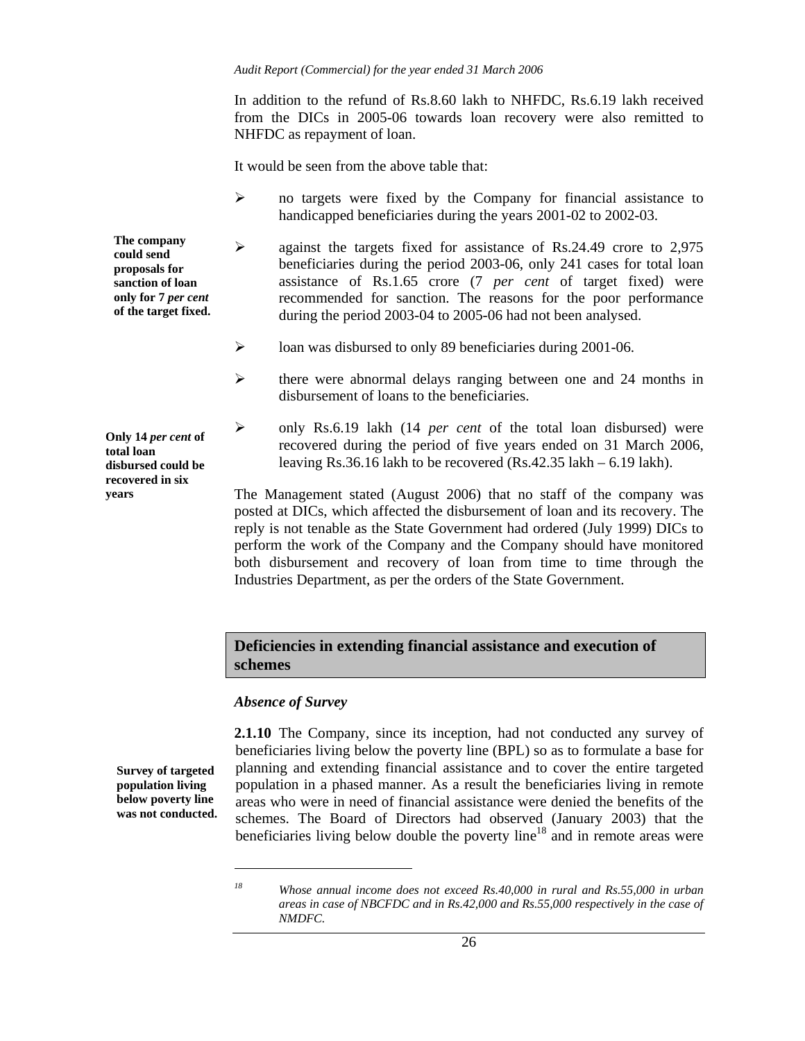In addition to the refund of Rs.8.60 lakh to NHFDC, Rs.6.19 lakh received from the DICs in 2005-06 towards loan recovery were also remitted to NHFDC as repayment of loan.

It would be seen from the above table that:

- no targets were fixed by the Company for financial assistance to handicapped beneficiaries during the years 2001-02 to 2002-03.

**The company could send proposals for sanction of loan only for 7 *per cent* of the target fixed.**

- against the targets fixed for assistance of Rs.24.49 crore to 2,975 beneficiaries during the period 2003-06, only 241 cases for total loan assistance of Rs.1.65 crore (7 *per cent* of target fixed) were recommended for sanction. The reasons for the poor performance during the period 2003-04 to 2005-06 had not been analysed.
- loan was disbursed to only 89 beneficiaries during 2001-06.
- there were abnormal delays ranging between one and 24 months in disbursement of loans to the beneficiaries.

**Only 14 *per cent* of total loan disbursed could be recovered in six years**

- only Rs.6.19 lakh (14 *per cent* of the total loan disbursed) were recovered during the period of five years ended on 31 March 2006, leaving Rs.36.16 lakh to be recovered (Rs.42.35 lakh – 6.19 lakh).

The Management stated (August 2006) that no staff of the company was posted at DICs, which affected the disbursement of loan and its recovery. The reply is not tenable as the State Government had ordered (July 1999) DICs to perform the work of the Company and the Company should have monitored both disbursement and recovery of loan from time to time through the Industries Department, as per the orders of the State Government.

## Deficiencies in extending financial assistance and execution of schemes

### *Absence of Survey*

**Survey of targeted population living below poverty line was not conducted.**

**2.1.10** The Company, since its inception, had not conducted any survey of beneficiaries living below the poverty line (BPL) so as to formulate a base for planning and extending financial assistance and to cover the entire targeted population in a phased manner. As a result the beneficiaries living in remote areas who were in need of financial assistance were denied the benefits of the schemes. The Board of Directors had observed (January 2003) that the beneficiaries living below double the poverty line[18] and in remote areas were

---

[18] *Whose annual income does not exceed Rs.40,000 in rural and Rs.55,000 in urban areas in case of NBCFDC and in Rs.42,000 and Rs.55,000 respectively in the case of NMDFC.*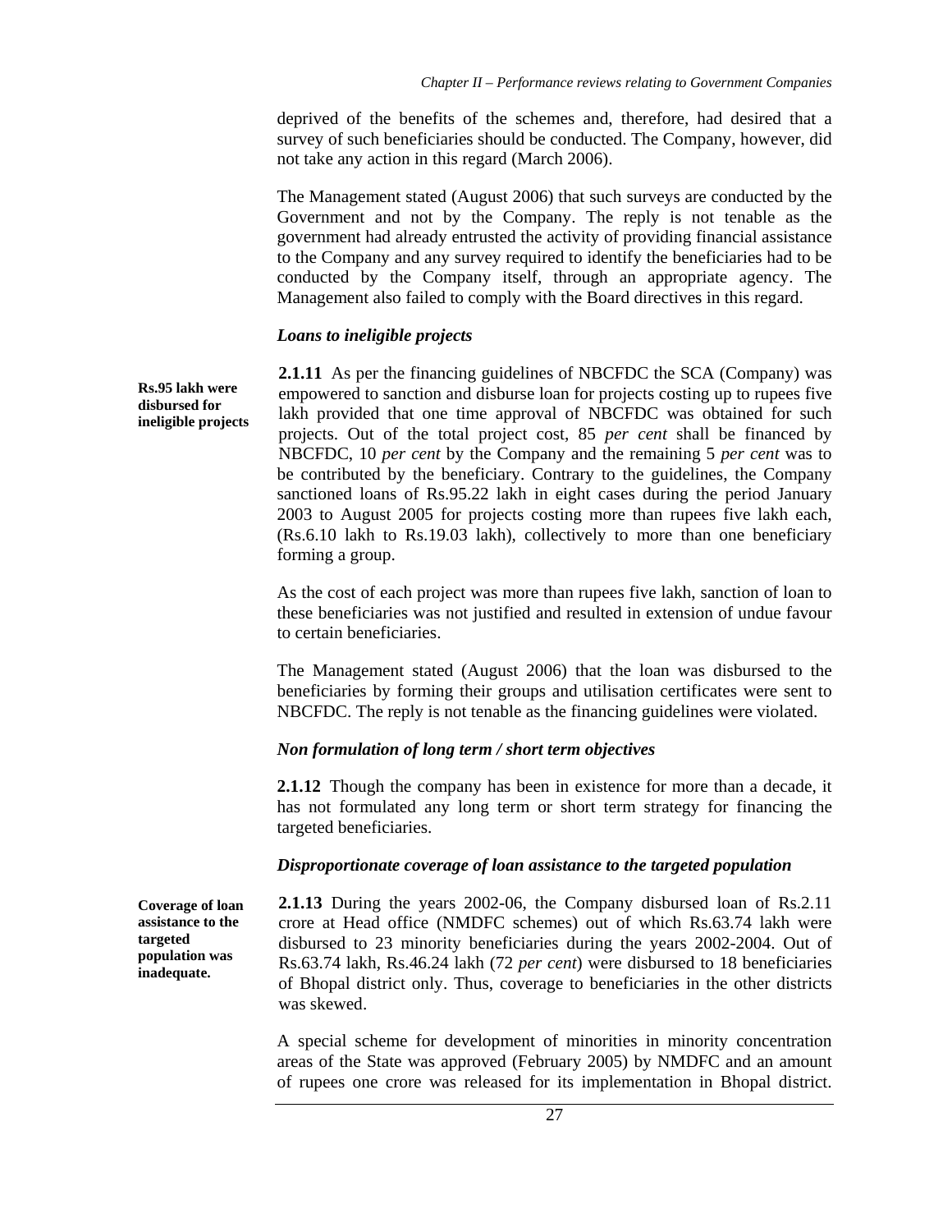deprived of the benefits of the schemes and, therefore, had desired that a survey of such beneficiaries should be conducted. The Company, however, did not take any action in this regard (March 2006).

The Management stated (August 2006) that such surveys are conducted by the Government and not by the Company. The reply is not tenable as the government had already entrusted the activity of providing financial assistance to the Company and any survey required to identify the beneficiaries had to be conducted by the Company itself, through an appropriate agency. The Management also failed to comply with the Board directives in this regard.

### *Loans to ineligible projects*

**Rs.95 lakh were disbursed for ineligible projects**

**2.1.11** As per the financing guidelines of NBCFDC the SCA (Company) was empowered to sanction and disburse loan for projects costing up to rupees five lakh provided that one time approval of NBCFDC was obtained for such projects. Out of the total project cost, 85 *per cent* shall be financed by NBCFDC, 10 *per cent* by the Company and the remaining 5 *per cent* was to be contributed by the beneficiary. Contrary to the guidelines, the Company sanctioned loans of Rs.95.22 lakh in eight cases during the period January 2003 to August 2005 for projects costing more than rupees five lakh each, (Rs.6.10 lakh to Rs.19.03 lakh), collectively to more than one beneficiary forming a group.

As the cost of each project was more than rupees five lakh, sanction of loan to these beneficiaries was not justified and resulted in extension of undue favour to certain beneficiaries.

The Management stated (August 2006) that the loan was disbursed to the beneficiaries by forming their groups and utilisation certificates were sent to NBCFDC. The reply is not tenable as the financing guidelines were violated.

### *Non formulation of long term / short term objectives*

**2.1.12** Though the company has been in existence for more than a decade, it has not formulated any long term or short term strategy for financing the targeted beneficiaries.

### *Disproportionate coverage of loan assistance to the targeted population*

**Coverage of loan assistance to the targeted population was inadequate.**

**2.1.13** During the years 2002-06, the Company disbursed loan of Rs.2.11 crore at Head office (NMDFC schemes) out of which Rs.63.74 lakh were disbursed to 23 minority beneficiaries during the years 2002-2004. Out of Rs.63.74 lakh, Rs.46.24 lakh (72 *per cent*) were disbursed to 18 beneficiaries of Bhopal district only. Thus, coverage to beneficiaries in the other districts was skewed.

A special scheme for development of minorities in minority concentration areas of the State was approved (February 2005) by NMDFC and an amount of rupees one crore was released for its implementation in Bhopal district.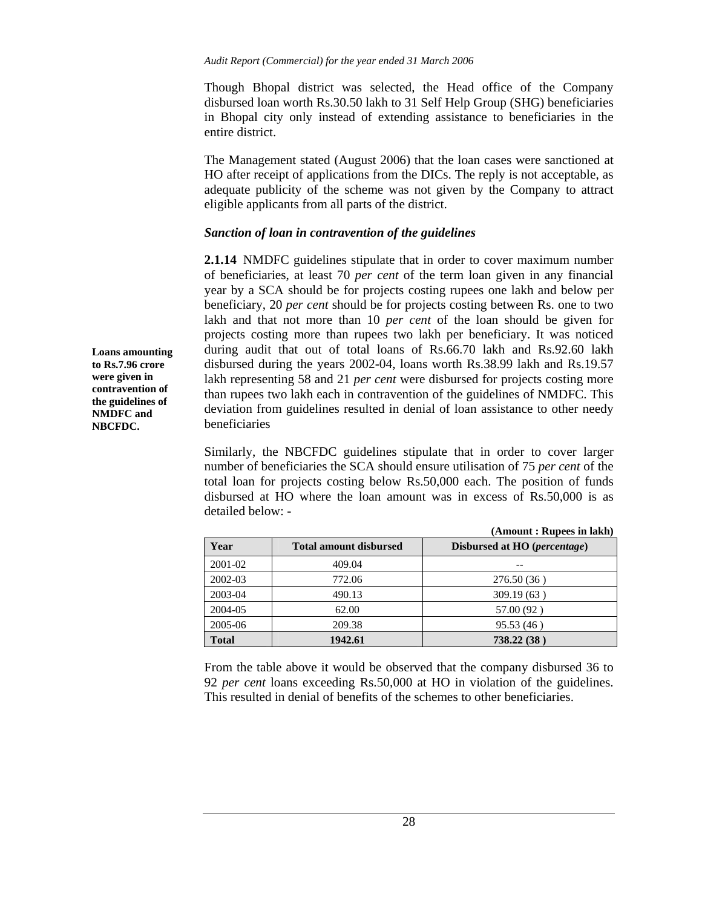Though Bhopal district was selected, the Head office of the Company disbursed loan worth Rs.30.50 lakh to 31 Self Help Group (SHG) beneficiaries in Bhopal city only instead of extending assistance to beneficiaries in the entire district.

The Management stated (August 2006) that the loan cases were sanctioned at HO after receipt of applications from the DICs. The reply is not acceptable, as adequate publicity of the scheme was not given by the Company to attract eligible applicants from all parts of the district.

### *Sanction of loan in contravention of the guidelines*

**Loans amounting to Rs.7.96 crore were given in contravention of the guidelines of NMDFC and NBCFDC.**

**2.1.14** NMDFC guidelines stipulate that in order to cover maximum number of beneficiaries, at least 70 *per cent* of the term loan given in any financial year by a SCA should be for projects costing rupees one lakh and below per beneficiary, 20 *per cent* should be for projects costing between Rs. one to two lakh and that not more than 10 *per cent* of the loan should be given for projects costing more than rupees two lakh per beneficiary. It was noticed during audit that out of total loans of Rs.66.70 lakh and Rs.92.60 lakh disbursed during the years 2002-04, loans worth Rs.38.99 lakh and Rs.19.57 lakh representing 58 and 21 *per cent* were disbursed for projects costing more than rupees two lakh each in contravention of the guidelines of NMDFC. This deviation from guidelines resulted in denial of loan assistance to other needy beneficiaries

Similarly, the NBCFDC guidelines stipulate that in order to cover larger number of beneficiaries the SCA should ensure utilisation of 75 *per cent* of the total loan for projects costing below Rs.50,000 each. The position of funds disbursed at HO where the loan amount was in excess of Rs.50,000 is as detailed below: -

**(Amount : Rupees in lakh)**

| Year | Total amount disbursed | Disbursed at HO (*percentage*) |
|---|---|---|
| 2001-02 | 409.04 | -- |
| 2002-03 | 772.06 | 276.50 (36 ) |
| 2003-04 | 490.13 | 309.19 (63 ) |
| 2004-05 | 62.00 | 57.00 (92 ) |
| 2005-06 | 209.38 | 95.53 (46 ) |
| **Total** | **1942.61** | **738.22 (38 )** |

From the table above it would be observed that the company disbursed 36 to 92 *per cent* loans exceeding Rs.50,000 at HO in violation of the guidelines. This resulted in denial of benefits of the schemes to other beneficiaries.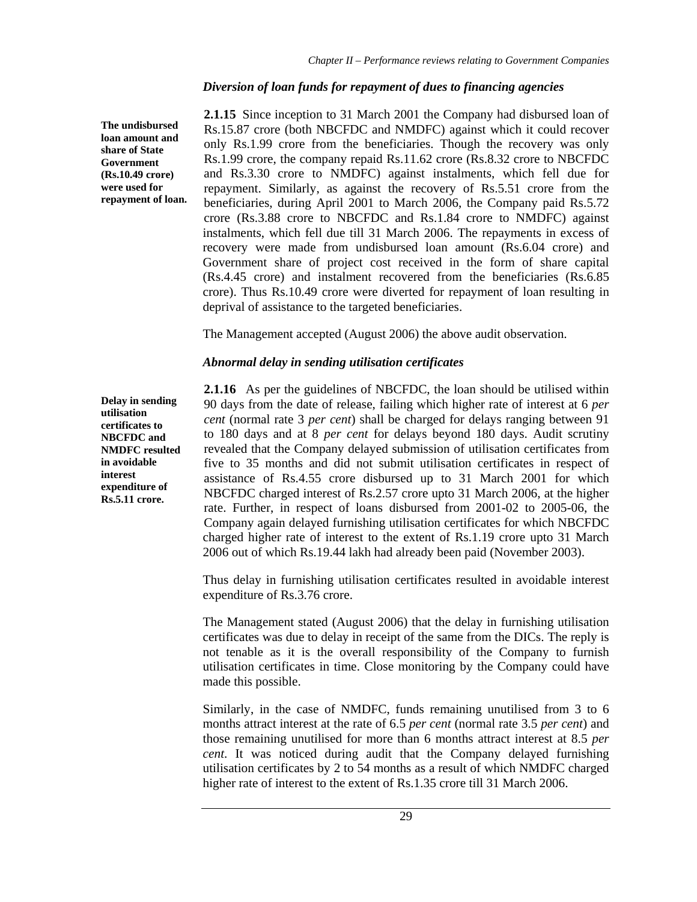### *Diversion of loan funds for repayment of dues to financing agencies*

**The undisbursed loan amount and share of State Government (Rs.10.49 crore) were used for repayment of loan.**

**2.1.15** Since inception to 31 March 2001 the Company had disbursed loan of Rs.15.87 crore (both NBCFDC and NMDFC) against which it could recover only Rs.1.99 crore from the beneficiaries. Though the recovery was only Rs.1.99 crore, the company repaid Rs.11.62 crore (Rs.8.32 crore to NBCFDC and Rs.3.30 crore to NMDFC) against instalments, which fell due for repayment. Similarly, as against the recovery of Rs.5.51 crore from the beneficiaries, during April 2001 to March 2006, the Company paid Rs.5.72 crore (Rs.3.88 crore to NBCFDC and Rs.1.84 crore to NMDFC) against instalments, which fell due till 31 March 2006. The repayments in excess of recovery were made from undisbursed loan amount (Rs.6.04 crore) and Government share of project cost received in the form of share capital (Rs.4.45 crore) and instalment recovered from the beneficiaries (Rs.6.85 crore). Thus Rs.10.49 crore were diverted for repayment of loan resulting in deprival of assistance to the targeted beneficiaries.

The Management accepted (August 2006) the above audit observation.

### *Abnormal delay in sending utilisation certificates*

**Delay in sending utilisation certificates to NBCFDC and NMDFC resulted in avoidable interest expenditure of Rs.5.11 crore.**

**2.1.16** As per the guidelines of NBCFDC, the loan should be utilised within 90 days from the date of release, failing which higher rate of interest at 6 *per cent* (normal rate 3 *per cent*) shall be charged for delays ranging between 91 to 180 days and at 8 *per cent* for delays beyond 180 days. Audit scrutiny revealed that the Company delayed submission of utilisation certificates from five to 35 months and did not submit utilisation certificates in respect of assistance of Rs.4.55 crore disbursed up to 31 March 2001 for which NBCFDC charged interest of Rs.2.57 crore upto 31 March 2006, at the higher rate. Further, in respect of loans disbursed from 2001-02 to 2005-06, the Company again delayed furnishing utilisation certificates for which NBCFDC charged higher rate of interest to the extent of Rs.1.19 crore upto 31 March 2006 out of which Rs.19.44 lakh had already been paid (November 2003).

Thus delay in furnishing utilisation certificates resulted in avoidable interest expenditure of Rs.3.76 crore.

The Management stated (August 2006) that the delay in furnishing utilisation certificates was due to delay in receipt of the same from the DICs. The reply is not tenable as it is the overall responsibility of the Company to furnish utilisation certificates in time. Close monitoring by the Company could have made this possible.

Similarly, in the case of NMDFC, funds remaining unutilised from 3 to 6 months attract interest at the rate of 6.5 *per cent* (normal rate 3.5 *per cent*) and those remaining unutilised for more than 6 months attract interest at 8.5 *per cent*. It was noticed during audit that the Company delayed furnishing utilisation certificates by 2 to 54 months as a result of which NMDFC charged higher rate of interest to the extent of Rs.1.35 crore till 31 March 2006.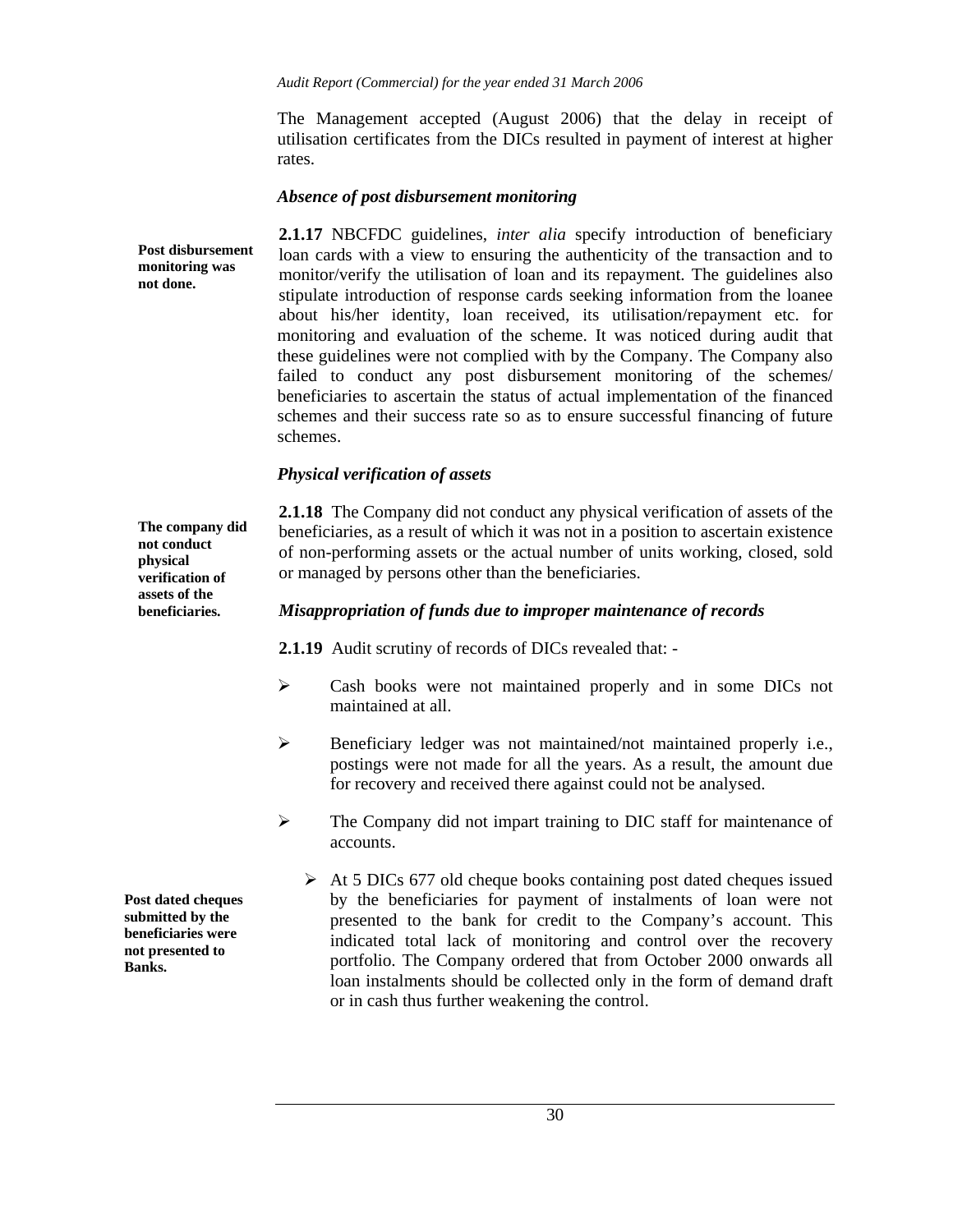The Management accepted (August 2006) that the delay in receipt of utilisation certificates from the DICs resulted in payment of interest at higher rates.

### *Absence of post disbursement monitoring*

**Post disbursement monitoring was not done.**

**2.1.17** NBCFDC guidelines, *inter alia* specify introduction of beneficiary loan cards with a view to ensuring the authenticity of the transaction and to monitor/verify the utilisation of loan and its repayment. The guidelines also stipulate introduction of response cards seeking information from the loanee about his/her identity, loan received, its utilisation/repayment etc. for monitoring and evaluation of the scheme. It was noticed during audit that these guidelines were not complied with by the Company. The Company also failed to conduct any post disbursement monitoring of the schemes/ beneficiaries to ascertain the status of actual implementation of the financed schemes and their success rate so as to ensure successful financing of future schemes.

### *Physical verification of assets*

**The company did not conduct physical verification of assets of the beneficiaries.**

**2.1.18** The Company did not conduct any physical verification of assets of the beneficiaries, as a result of which it was not in a position to ascertain existence of non-performing assets or the actual number of units working, closed, sold or managed by persons other than the beneficiaries.

### *Misappropriation of funds due to improper maintenance of records*

**2.1.19** Audit scrutiny of records of DICs revealed that: -

- Cash books were not maintained properly and in some DICs not maintained at all.
- Beneficiary ledger was not maintained/not maintained properly i.e., postings were not made for all the years. As a result, the amount due for recovery and received there against could not be analysed.
- The Company did not impart training to DIC staff for maintenance of accounts.

**Post dated cheques submitted by the beneficiaries were not presented to Banks.**

- At 5 DICs 677 old cheque books containing post dated cheques issued by the beneficiaries for payment of instalments of loan were not presented to the bank for credit to the Company's account. This indicated total lack of monitoring and control over the recovery portfolio. The Company ordered that from October 2000 onwards all loan instalments should be collected only in the form of demand draft or in cash thus further weakening the control.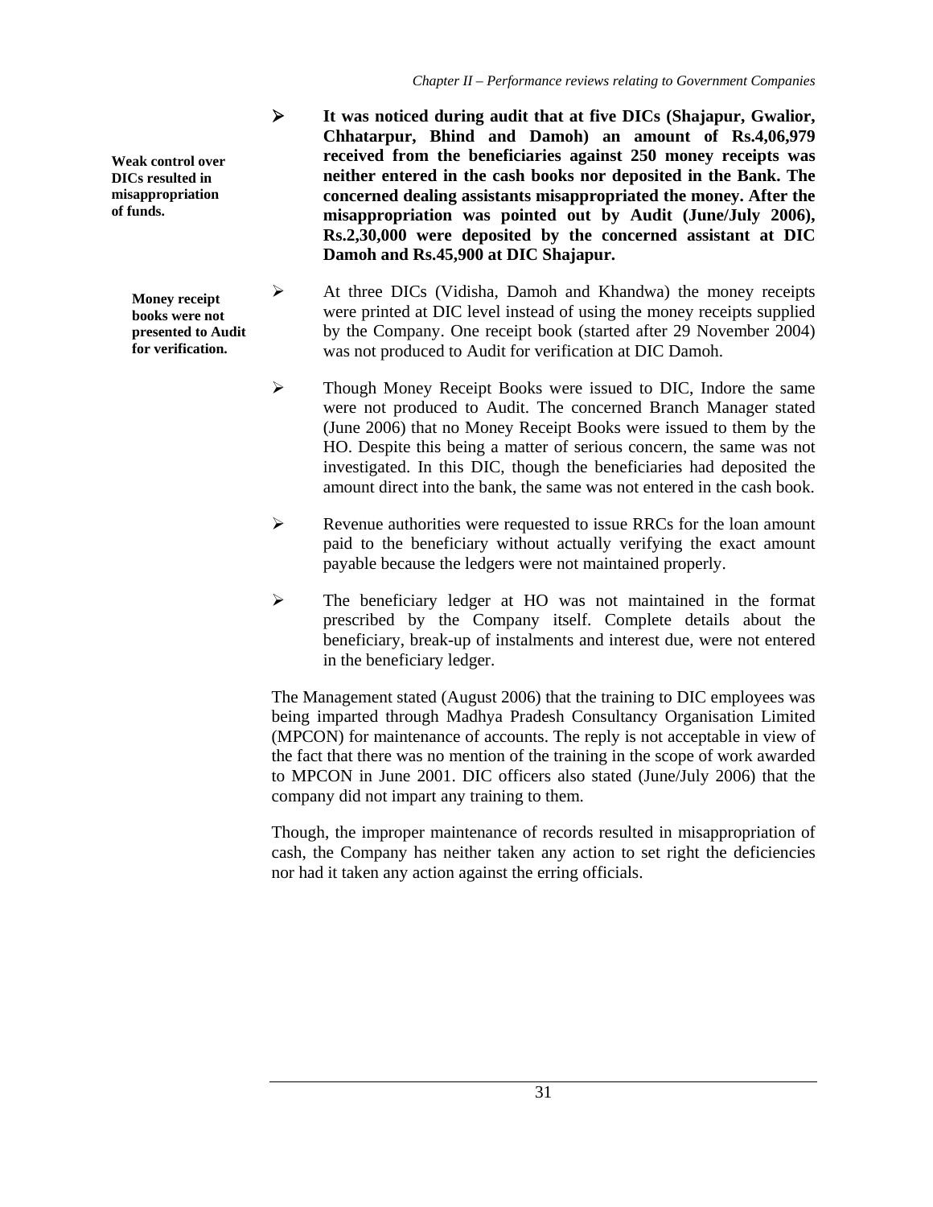**Weak control over DICs resulted in misappropriation of funds.**

- **It was noticed during audit that at five DICs (Shajapur, Gwalior, Chhatarpur, Bhind and Damoh) an amount of Rs.4,06,979 received from the beneficiaries against 250 money receipts was neither entered in the cash books nor deposited in the Bank. The concerned dealing assistants misappropriated the money. After the misappropriation was pointed out by Audit (June/July 2006), Rs.2,30,000 were deposited by the concerned assistant at DIC Damoh and Rs.45,900 at DIC Shajapur.**

**Money receipt books were not presented to Audit for verification.**

- At three DICs (Vidisha, Damoh and Khandwa) the money receipts were printed at DIC level instead of using the money receipts supplied by the Company. One receipt book (started after 29 November 2004) was not produced to Audit for verification at DIC Damoh.

- Though Money Receipt Books were issued to DIC, Indore the same were not produced to Audit. The concerned Branch Manager stated (June 2006) that no Money Receipt Books were issued to them by the HO. Despite this being a matter of serious concern, the same was not investigated. In this DIC, though the beneficiaries had deposited the amount direct into the bank, the same was not entered in the cash book.

- Revenue authorities were requested to issue RRCs for the loan amount paid to the beneficiary without actually verifying the exact amount payable because the ledgers were not maintained properly.

- The beneficiary ledger at HO was not maintained in the format prescribed by the Company itself. Complete details about the beneficiary, break-up of instalments and interest due, were not entered in the beneficiary ledger.

The Management stated (August 2006) that the training to DIC employees was being imparted through Madhya Pradesh Consultancy Organisation Limited (MPCON) for maintenance of accounts. The reply is not acceptable in view of the fact that there was no mention of the training in the scope of work awarded to MPCON in June 2001. DIC officers also stated (June/July 2006) that the company did not impart any training to them.

Though, the improper maintenance of records resulted in misappropriation of cash, the Company has neither taken any action to set right the deficiencies nor had it taken any action against the erring officials.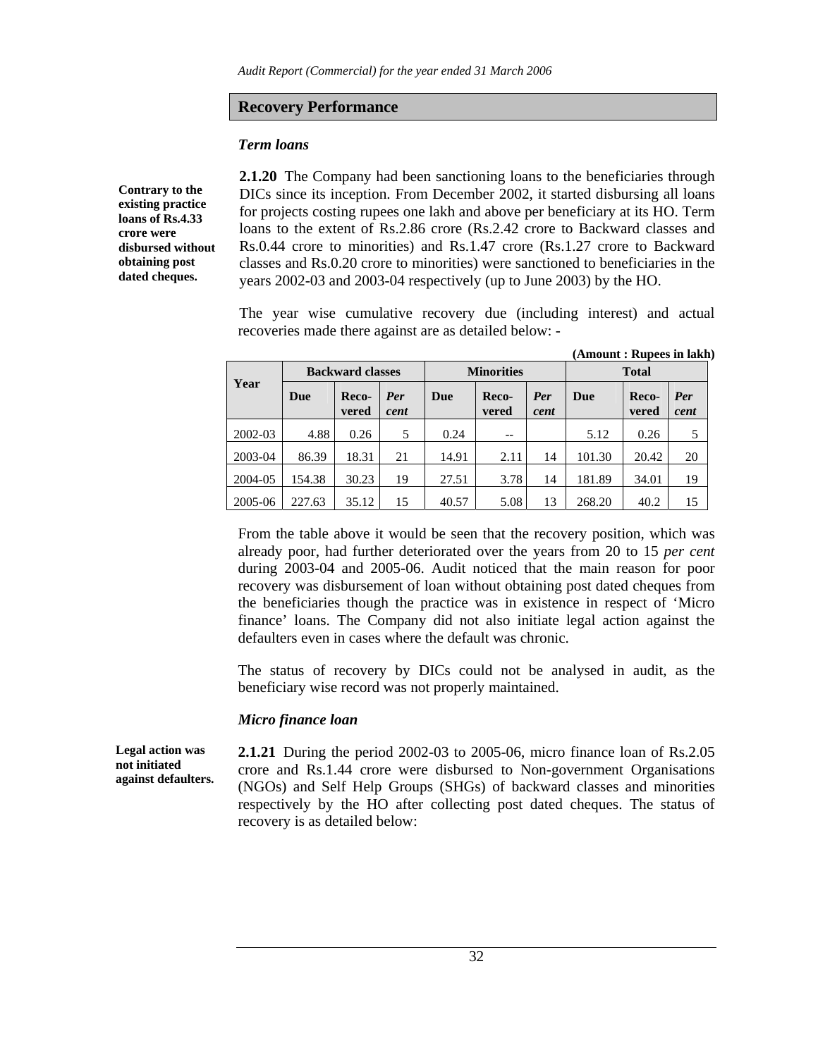## Recovery Performance

### *Term loans*

**Contrary to the existing practice loans of Rs.4.33 crore were disbursed without obtaining post dated cheques.**

**2.1.20** The Company had been sanctioning loans to the beneficiaries through DICs since its inception. From December 2002, it started disbursing all loans for projects costing rupees one lakh and above per beneficiary at its HO. Term loans to the extent of Rs.2.86 crore (Rs.2.42 crore to Backward classes and Rs.0.44 crore to minorities) and Rs.1.47 crore (Rs.1.27 crore to Backward classes and Rs.0.20 crore to minorities) were sanctioned to beneficiaries in the years 2002-03 and 2003-04 respectively (up to June 2003) by the HO.

The year wise cumulative recovery due (including interest) and actual recoveries made there against are as detailed below: -

**(Amount : Rupees in lakh)**

| Year | Backward classes | | | Minorities | | | Total | | |
|---|---|---|---|---|---|---|---|---|---|
| | Due | Reco-vered | *Per cent* | Due | Reco-vered | *Per cent* | Due | Reco-vered | *Per cent* |
| 2002-03 | 4.88 | 0.26 | 5 | 0.24 | -- | | 5.12 | 0.26 | 5 |
| 2003-04 | 86.39 | 18.31 | 21 | 14.91 | 2.11 | 14 | 101.30 | 20.42 | 20 |
| 2004-05 | 154.38 | 30.23 | 19 | 27.51 | 3.78 | 14 | 181.89 | 34.01 | 19 |
| 2005-06 | 227.63 | 35.12 | 15 | 40.57 | 5.08 | 13 | 268.20 | 40.2 | 15 |

From the table above it would be seen that the recovery position, which was already poor, had further deteriorated over the years from 20 to 15 *per cent* during 2003-04 and 2005-06. Audit noticed that the main reason for poor recovery was disbursement of loan without obtaining post dated cheques from the beneficiaries though the practice was in existence in respect of 'Micro finance' loans. The Company did not also initiate legal action against the defaulters even in cases where the default was chronic.

The status of recovery by DICs could not be analysed in audit, as the beneficiary wise record was not properly maintained.

### *Micro finance loan*

**Legal action was not initiated against defaulters.**

**2.1.21** During the period 2002-03 to 2005-06, micro finance loan of Rs.2.05 crore and Rs.1.44 crore were disbursed to Non-government Organisations (NGOs) and Self Help Groups (SHGs) of backward classes and minorities respectively by the HO after collecting post dated cheques. The status of recovery is as detailed below: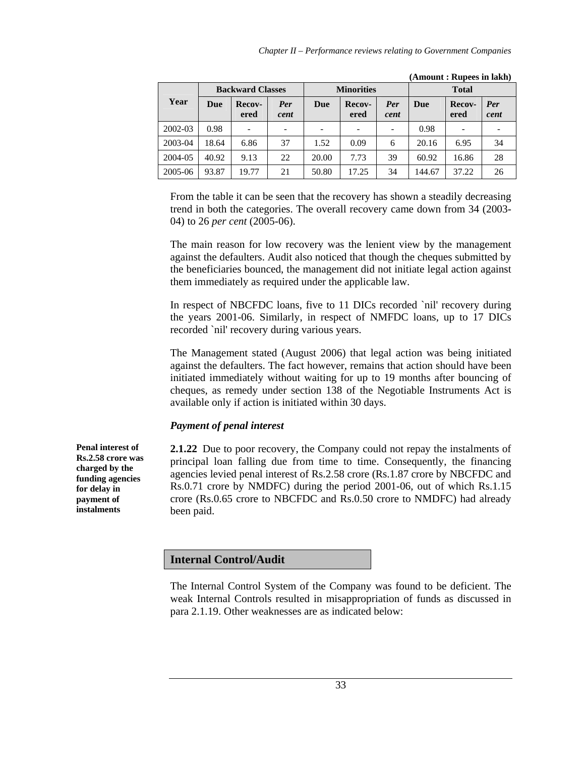(Amount : Rupees in lakh)

| Year | Backward Classes | | | Minorities | | | Total | | |
|---|---|---|---|---|---|---|---|---|---|
| | Due | Recov-ered | *Per cent* | Due | Recov-ered | *Per cent* | Due | Recov-ered | *Per cent* |
| 2002-03 | 0.98 | - | - | - | - | - | 0.98 | - | - |
| 2003-04 | 18.64 | 6.86 | 37 | 1.52 | 0.09 | 6 | 20.16 | 6.95 | 34 |
| 2004-05 | 40.92 | 9.13 | 22 | 20.00 | 7.73 | 39 | 60.92 | 16.86 | 28 |
| 2005-06 | 93.87 | 19.77 | 21 | 50.80 | 17.25 | 34 | 144.67 | 37.22 | 26 |

From the table it can be seen that the recovery has shown a steadily decreasing trend in both the categories. The overall recovery came down from 34 (2003-04) to 26 *per cent* (2005-06).

The main reason for low recovery was the lenient view by the management against the defaulters. Audit also noticed that though the cheques submitted by the beneficiaries bounced, the management did not initiate legal action against them immediately as required under the applicable law.

In respect of NBCFDC loans, five to 11 DICs recorded `nil' recovery during the years 2001-06. Similarly, in respect of NMFDC loans, up to 17 DICs recorded `nil' recovery during various years.

The Management stated (August 2006) that legal action was being initiated against the defaulters. The fact however, remains that action should have been initiated immediately without waiting for up to 19 months after bouncing of cheques, as remedy under section 138 of the Negotiable Instruments Act is available only if action is initiated within 30 days.

### *Payment of penal interest*

**Penal interest of Rs.2.58 crore was charged by the funding agencies for delay in payment of instalments**

**2.1.22** Due to poor recovery, the Company could not repay the instalments of principal loan falling due from time to time. Consequently, the financing agencies levied penal interest of Rs.2.58 crore (Rs.1.87 crore by NBCFDC and Rs.0.71 crore by NMDFC) during the period 2001-06, out of which Rs.1.15 crore (Rs.0.65 crore to NBCFDC and Rs.0.50 crore to NMDFC) had already been paid.

## Internal Control/Audit

The Internal Control System of the Company was found to be deficient. The weak Internal Controls resulted in misappropriation of funds as discussed in para 2.1.19. Other weaknesses are as indicated below: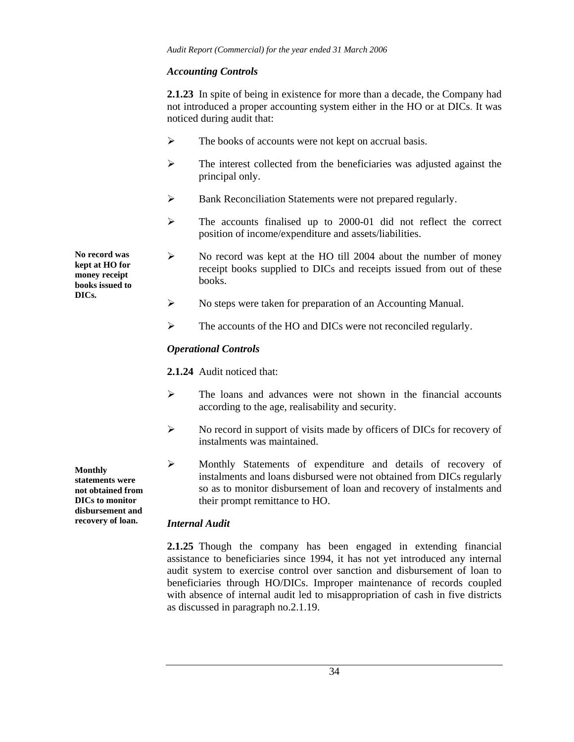### *Accounting Controls*

**2.1.23** In spite of being in existence for more than a decade, the Company had not introduced a proper accounting system either in the HO or at DICs. It was noticed during audit that:

- The books of accounts were not kept on accrual basis.
- The interest collected from the beneficiaries was adjusted against the principal only.
- Bank Reconciliation Statements were not prepared regularly.
- The accounts finalised up to 2000-01 did not reflect the correct position of income/expenditure and assets/liabilities.
- No record was kept at the HO till 2004 about the number of money receipt books supplied to DICs and receipts issued from out of these books.
- No steps were taken for preparation of an Accounting Manual.
- The accounts of the HO and DICs were not reconciled regularly.

**No record was kept at HO for money receipt books issued to DICs.**

### *Operational Controls*

**2.1.24** Audit noticed that:

- The loans and advances were not shown in the financial accounts according to the age, realisability and security.
- No record in support of visits made by officers of DICs for recovery of instalments was maintained.
- Monthly Statements of expenditure and details of recovery of instalments and loans disbursed were not obtained from DICs regularly so as to monitor disbursement of loan and recovery of instalments and their prompt remittance to HO.

**Monthly statements were not obtained from DICs to monitor disbursement and recovery of loan.**

### *Internal Audit*

**2.1.25** Though the company has been engaged in extending financial assistance to beneficiaries since 1994, it has not yet introduced any internal audit system to exercise control over sanction and disbursement of loan to beneficiaries through HO/DICs. Improper maintenance of records coupled with absence of internal audit led to misappropriation of cash in five districts as discussed in paragraph no.2.1.19.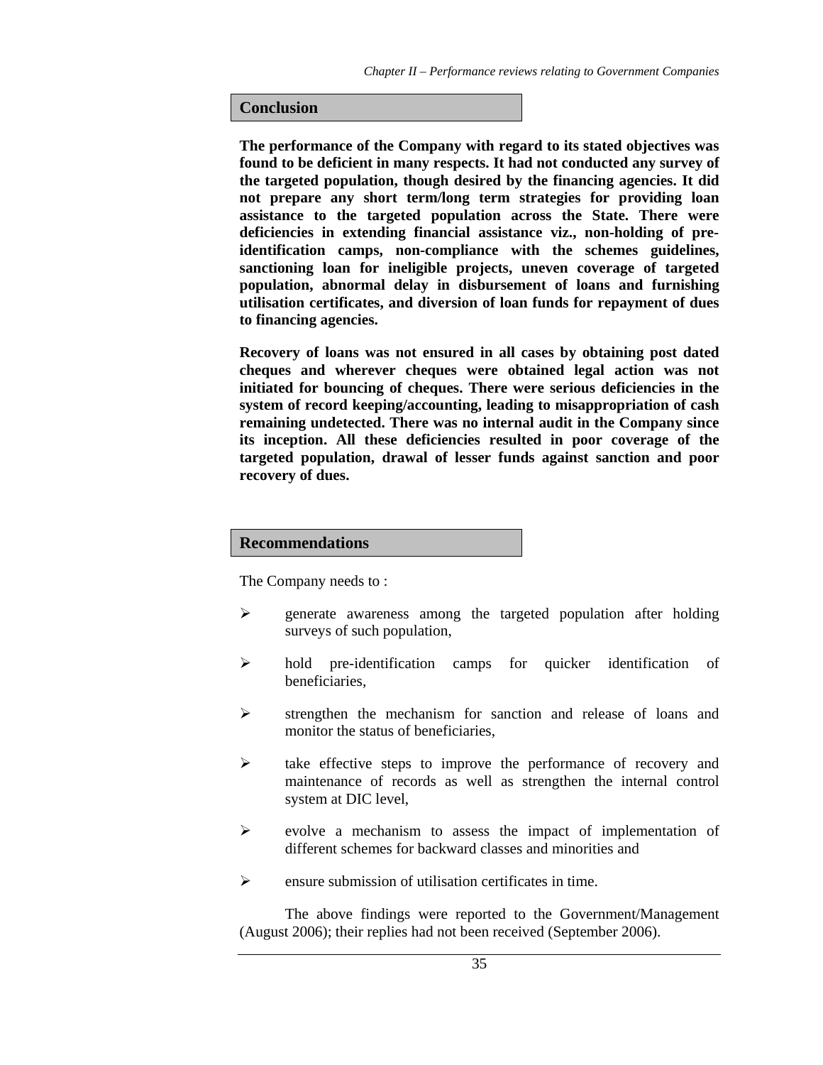## Conclusion

**The performance of the Company with regard to its stated objectives was found to be deficient in many respects. It had not conducted any survey of the targeted population, though desired by the financing agencies. It did not prepare any short term/long term strategies for providing loan assistance to the targeted population across the State. There were deficiencies in extending financial assistance viz., non-holding of pre-identification camps, non-compliance with the schemes guidelines, sanctioning loan for ineligible projects, uneven coverage of targeted population, abnormal delay in disbursement of loans and furnishing utilisation certificates, and diversion of loan funds for repayment of dues to financing agencies.**

**Recovery of loans was not ensured in all cases by obtaining post dated cheques and wherever cheques were obtained legal action was not initiated for bouncing of cheques. There were serious deficiencies in the system of record keeping/accounting, leading to misappropriation of cash remaining undetected. There was no internal audit in the Company since its inception. All these deficiencies resulted in poor coverage of the targeted population, drawal of lesser funds against sanction and poor recovery of dues.**

## Recommendations

The Company needs to :

- generate awareness among the targeted population after holding surveys of such population,
- hold pre-identification camps for quicker identification of beneficiaries,
- strengthen the mechanism for sanction and release of loans and monitor the status of beneficiaries,
- take effective steps to improve the performance of recovery and maintenance of records as well as strengthen the internal control system at DIC level,
- evolve a mechanism to assess the impact of implementation of different schemes for backward classes and minorities and
- ensure submission of utilisation certificates in time.

The above findings were reported to the Government/Management (August 2006); their replies had not been received (September 2006).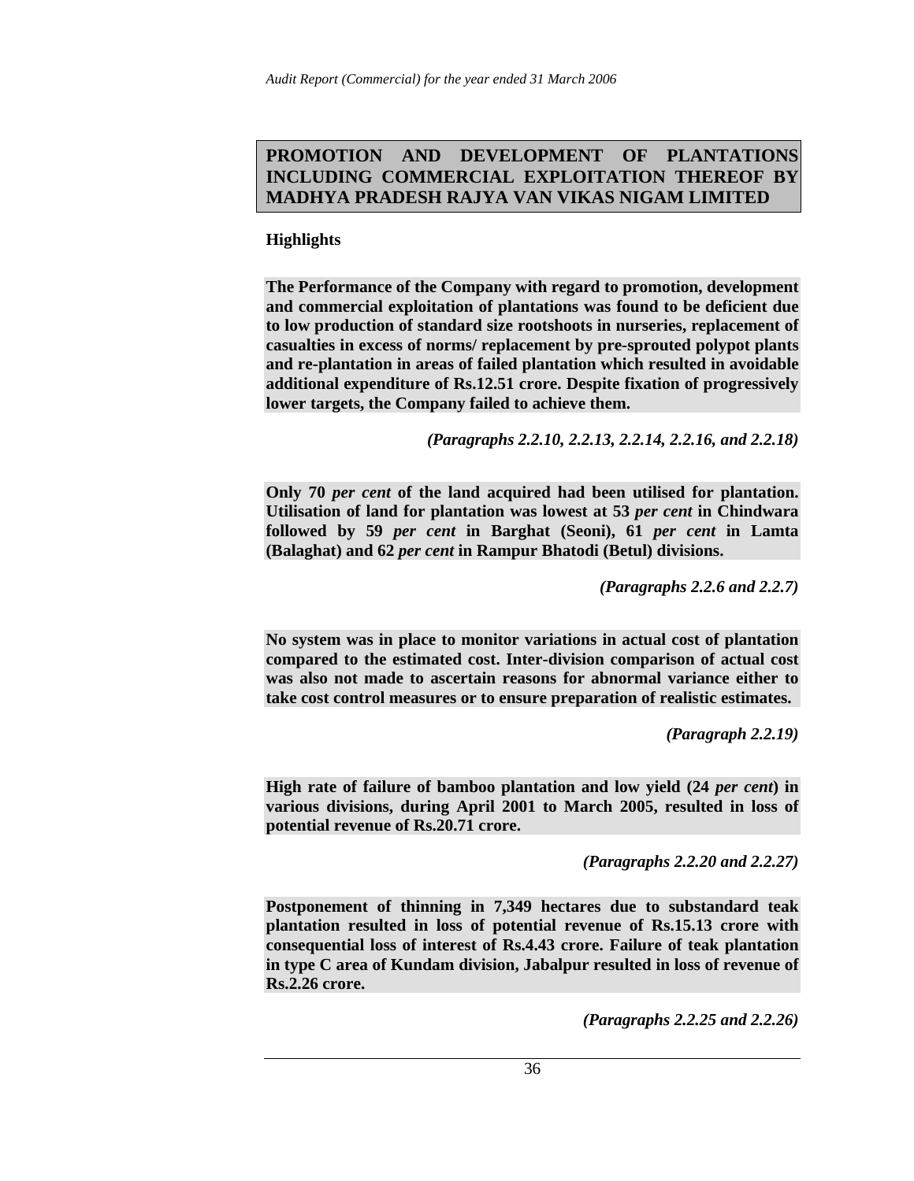## PROMOTION AND DEVELOPMENT OF PLANTATIONS INCLUDING COMMERCIAL EXPLOITATION THEREOF BY MADHYA PRADESH RAJYA VAN VIKAS NIGAM LIMITED

### Highlights

**The Performance of the Company with regard to promotion, development and commercial exploitation of plantations was found to be deficient due to low production of standard size rootshoots in nurseries, replacement of casualties in excess of norms/ replacement by pre-sprouted polypot plants and re-plantation in areas of failed plantation which resulted in avoidable additional expenditure of Rs.12.51 crore. Despite fixation of progressively lower targets, the Company failed to achieve them.**

***(Paragraphs 2.2.10, 2.2.13, 2.2.14, 2.2.16, and 2.2.18)***

**Only 70 *per cent* of the land acquired had been utilised for plantation. Utilisation of land for plantation was lowest at 53 *per cent* in Chindwara followed by 59 *per cent* in Barghat (Seoni), 61 *per cent* in Lamta (Balaghat) and 62 *per cent* in Rampur Bhatodi (Betul) divisions.**

***(Paragraphs 2.2.6 and 2.2.7)***

**No system was in place to monitor variations in actual cost of plantation compared to the estimated cost. Inter-division comparison of actual cost was also not made to ascertain reasons for abnormal variance either to take cost control measures or to ensure preparation of realistic estimates.**

***(Paragraph 2.2.19)***

**High rate of failure of bamboo plantation and low yield (24 *per cent*) in various divisions, during April 2001 to March 2005, resulted in loss of potential revenue of Rs.20.71 crore.**

***(Paragraphs 2.2.20 and 2.2.27)***

**Postponement of thinning in 7,349 hectares due to substandard teak plantation resulted in loss of potential revenue of Rs.15.13 crore with consequential loss of interest of Rs.4.43 crore. Failure of teak plantation in type C area of Kundam division, Jabalpur resulted in loss of revenue of Rs.2.26 crore.**

***(Paragraphs 2.2.25 and 2.2.26)***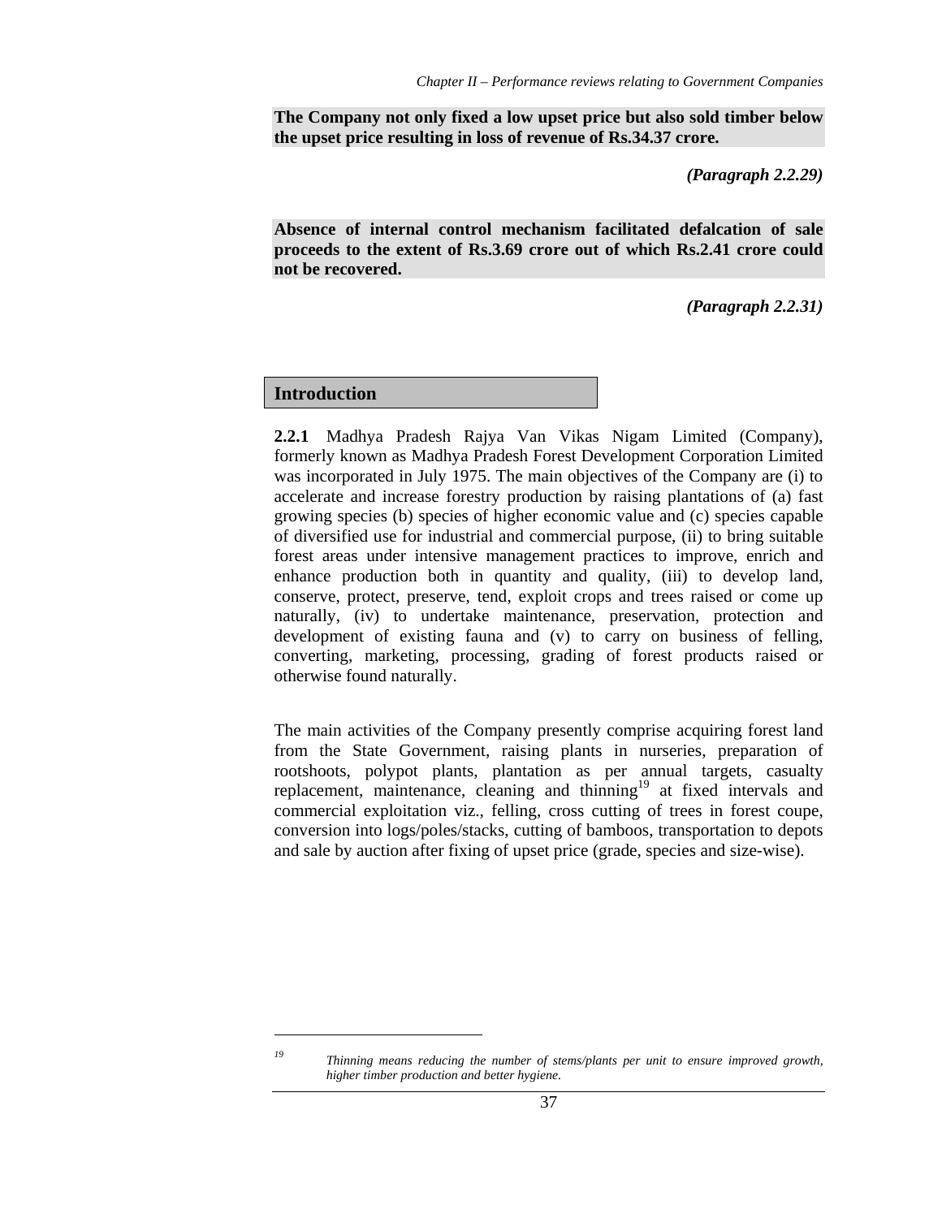**The Company not only fixed a low upset price but also sold timber below the upset price resulting in loss of revenue of Rs.34.37 crore.**

***(Paragraph 2.2.29)***

**Absence of internal control mechanism facilitated defalcation of sale proceeds to the extent of Rs.3.69 crore out of which Rs.2.41 crore could not be recovered.**

***(Paragraph 2.2.31)***

## Introduction

**2.2.1** Madhya Pradesh Rajya Van Vikas Nigam Limited (Company), formerly known as Madhya Pradesh Forest Development Corporation Limited was incorporated in July 1975. The main objectives of the Company are (i) to accelerate and increase forestry production by raising plantations of (a) fast growing species (b) species of higher economic value and (c) species capable of diversified use for industrial and commercial purpose, (ii) to bring suitable forest areas under intensive management practices to improve, enrich and enhance production both in quantity and quality, (iii) to develop land, conserve, protect, preserve, tend, exploit crops and trees raised or come up naturally, (iv) to undertake maintenance, preservation, protection and development of existing fauna and (v) to carry on business of felling, converting, marketing, processing, grading of forest products raised or otherwise found naturally.

The main activities of the Company presently comprise acquiring forest land from the State Government, raising plants in nurseries, preparation of rootshoots, polypot plants, plantation as per annual targets, casualty replacement, maintenance, cleaning and thinning[19] at fixed intervals and commercial exploitation viz., felling, cross cutting of trees in forest coupe, conversion into logs/poles/stacks, cutting of bamboos, transportation to depots and sale by auction after fixing of upset price (grade, species and size-wise).

---

[19] *Thinning means reducing the number of stems/plants per unit to ensure improved growth, higher timber production and better hygiene.*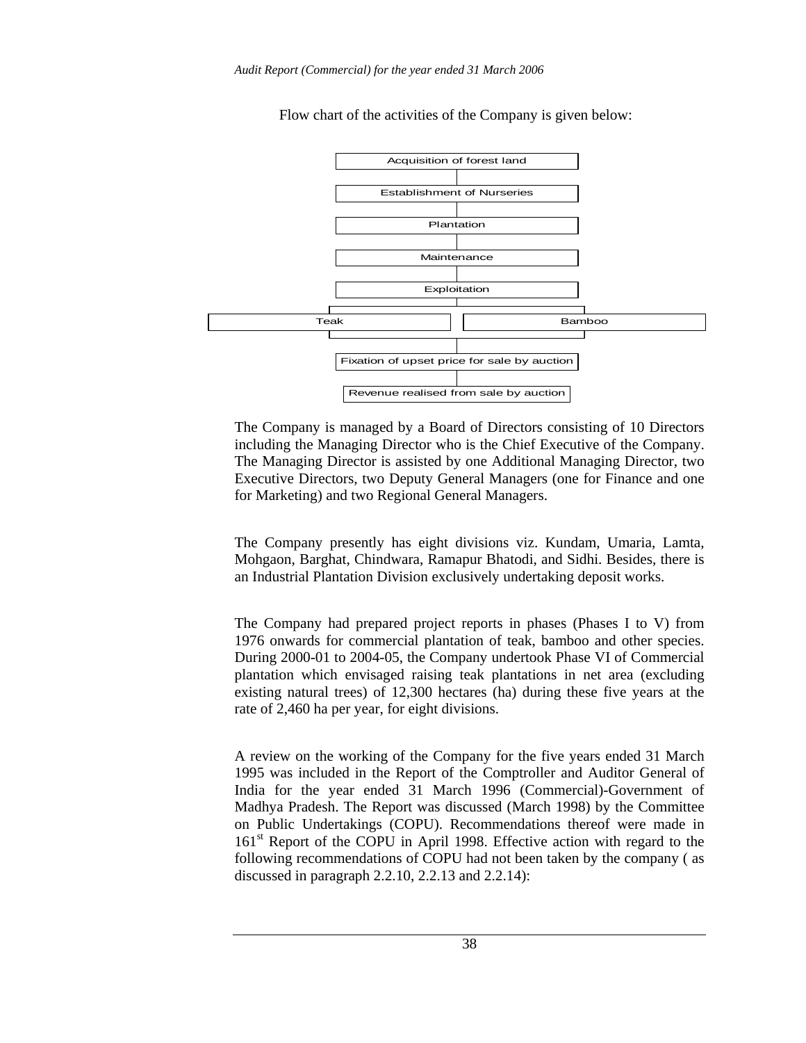Flow chart of the activities of the Company is given below:

Acquisition of forest land

Establishment of Nurseries

Plantation

Maintenance

Exploitation

Teak

Bamboo

Fixation of upset price for sale by auction

Revenue realised from sale by auction

The Company is managed by a Board of Directors consisting of 10 Directors including the Managing Director who is the Chief Executive of the Company. The Managing Director is assisted by one Additional Managing Director, two Executive Directors, two Deputy General Managers (one for Finance and one for Marketing) and two Regional General Managers.

The Company presently has eight divisions viz. Kundam, Umaria, Lamta, Mohgaon, Barghat, Chindwara, Ramapur Bhatodi, and Sidhi. Besides, there is an Industrial Plantation Division exclusively undertaking deposit works.

The Company had prepared project reports in phases (Phases I to V) from 1976 onwards for commercial plantation of teak, bamboo and other species. During 2000-01 to 2004-05, the Company undertook Phase VI of Commercial plantation which envisaged raising teak plantations in net area (excluding existing natural trees) of 12,300 hectares (ha) during these five years at the rate of 2,460 ha per year, for eight divisions.

A review on the working of the Company for the five years ended 31 March 1995 was included in the Report of the Comptroller and Auditor General of India for the year ended 31 March 1996 (Commercial)-Government of Madhya Pradesh. The Report was discussed (March 1998) by the Committee on Public Undertakings (COPU). Recommendations thereof were made in 161st Report of the COPU in April 1998. Effective action with regard to the following recommendations of COPU had not been taken by the company ( as discussed in paragraph 2.2.10, 2.2.13 and 2.2.14):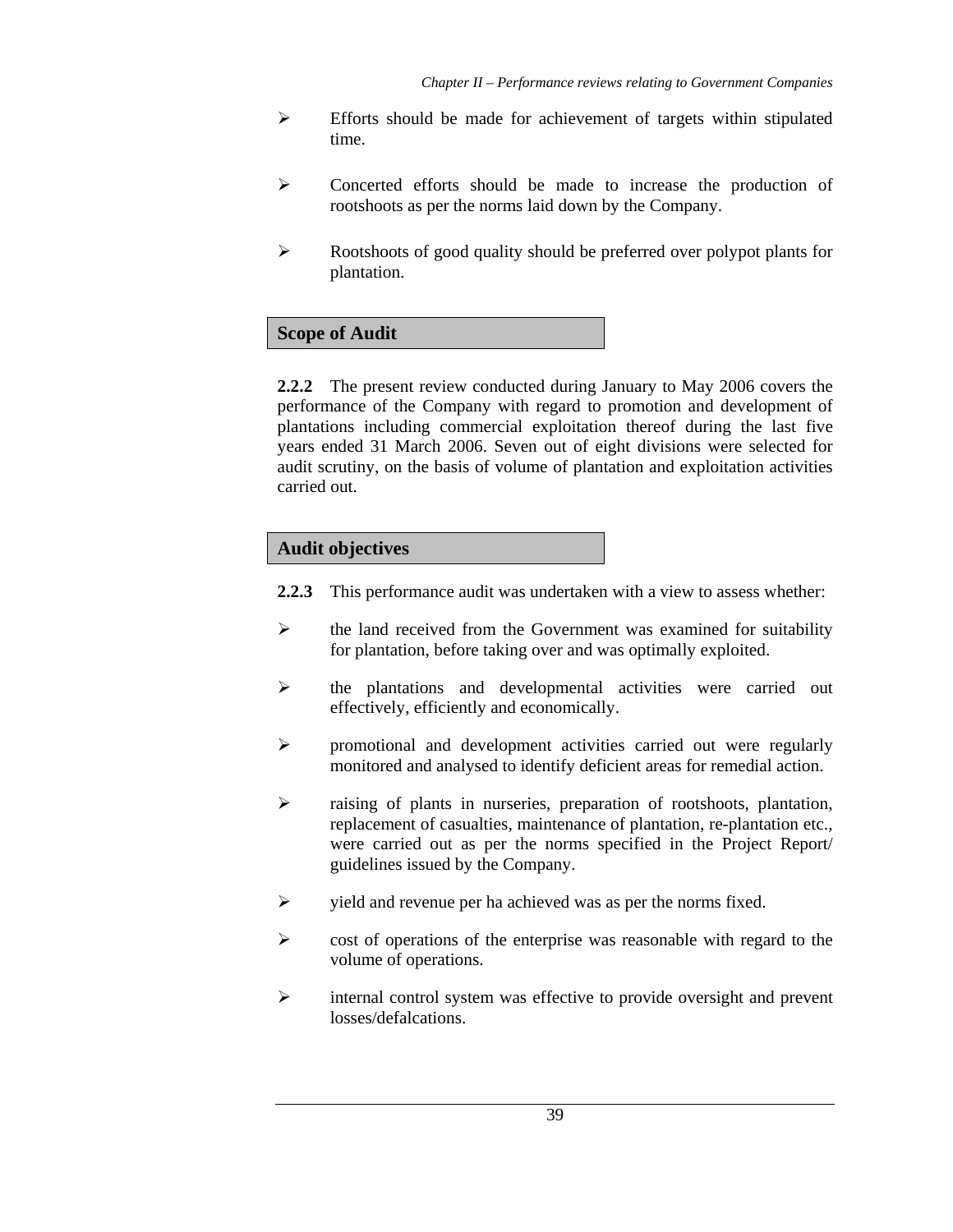- Efforts should be made for achievement of targets within stipulated time.
- Concerted efforts should be made to increase the production of rootshoots as per the norms laid down by the Company.
- Rootshoots of good quality should be preferred over polypot plants for plantation.

## Scope of Audit

**2.2.2** The present review conducted during January to May 2006 covers the performance of the Company with regard to promotion and development of plantations including commercial exploitation thereof during the last five years ended 31 March 2006. Seven out of eight divisions were selected for audit scrutiny, on the basis of volume of plantation and exploitation activities carried out.

## Audit objectives

**2.2.3** This performance audit was undertaken with a view to assess whether:

- the land received from the Government was examined for suitability for plantation, before taking over and was optimally exploited.
- the plantations and developmental activities were carried out effectively, efficiently and economically.
- promotional and development activities carried out were regularly monitored and analysed to identify deficient areas for remedial action.
- raising of plants in nurseries, preparation of rootshoots, plantation, replacement of casualties, maintenance of plantation, re-plantation etc., were carried out as per the norms specified in the Project Report/ guidelines issued by the Company.
- yield and revenue per ha achieved was as per the norms fixed.
- cost of operations of the enterprise was reasonable with regard to the volume of operations.
- internal control system was effective to provide oversight and prevent losses/defalcations.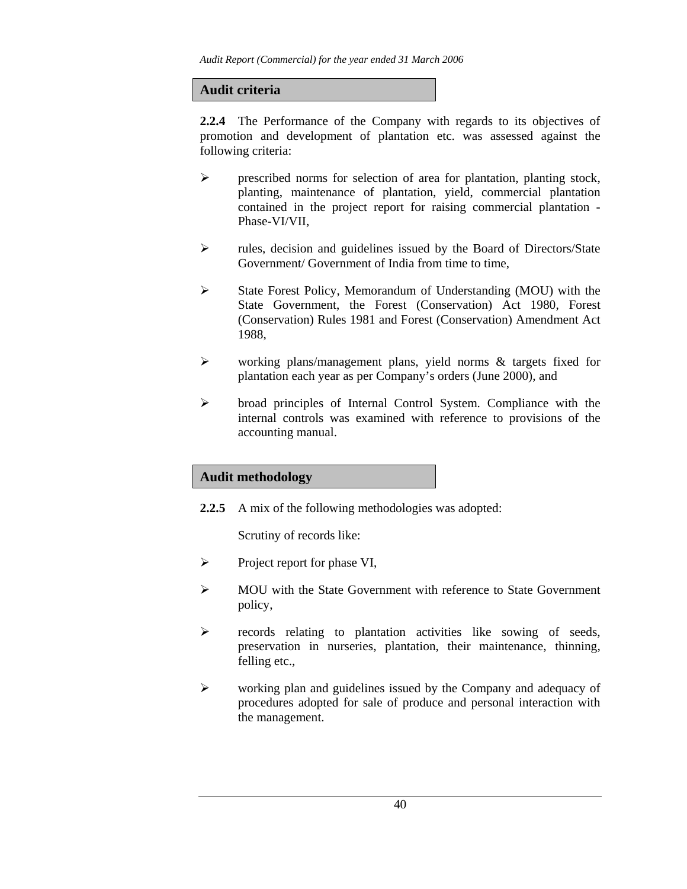## Audit criteria

**2.2.4** The Performance of the Company with regards to its objectives of promotion and development of plantation etc. was assessed against the following criteria:

- prescribed norms for selection of area for plantation, planting stock, planting, maintenance of plantation, yield, commercial plantation contained in the project report for raising commercial plantation - Phase-VI/VII,
- rules, decision and guidelines issued by the Board of Directors/State Government/ Government of India from time to time,
- State Forest Policy, Memorandum of Understanding (MOU) with the State Government, the Forest (Conservation) Act 1980, Forest (Conservation) Rules 1981 and Forest (Conservation) Amendment Act 1988,
- working plans/management plans, yield norms & targets fixed for plantation each year as per Company's orders (June 2000), and
- broad principles of Internal Control System. Compliance with the internal controls was examined with reference to provisions of the accounting manual.

## Audit methodology

**2.2.5** A mix of the following methodologies was adopted:

Scrutiny of records like:

- Project report for phase VI,
- MOU with the State Government with reference to State Government policy,
- records relating to plantation activities like sowing of seeds, preservation in nurseries, plantation, their maintenance, thinning, felling etc.,
- working plan and guidelines issued by the Company and adequacy of procedures adopted for sale of produce and personal interaction with the management.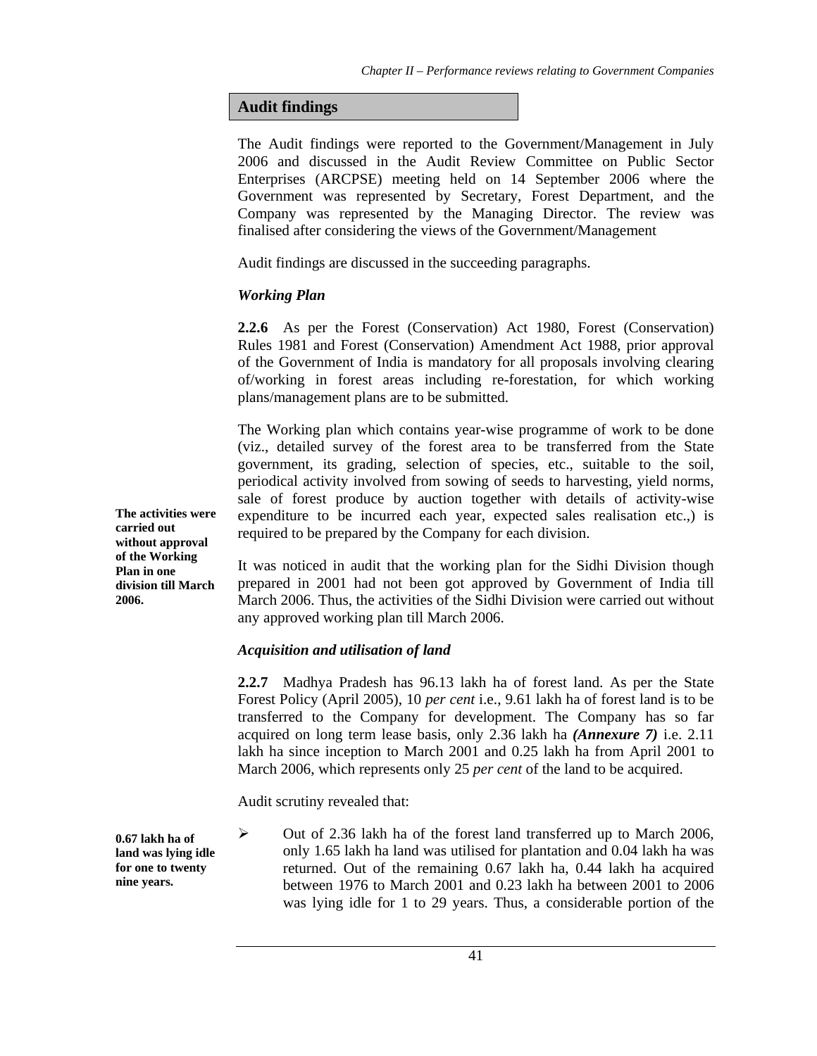## Audit findings

The Audit findings were reported to the Government/Management in July 2006 and discussed in the Audit Review Committee on Public Sector Enterprises (ARCPSE) meeting held on 14 September 2006 where the Government was represented by Secretary, Forest Department, and the Company was represented by the Managing Director. The review was finalised after considering the views of the Government/Management

Audit findings are discussed in the succeeding paragraphs.

### *Working Plan*

**2.2.6** As per the Forest (Conservation) Act 1980, Forest (Conservation) Rules 1981 and Forest (Conservation) Amendment Act 1988, prior approval of the Government of India is mandatory for all proposals involving clearing of/working in forest areas including re-forestation, for which working plans/management plans are to be submitted.

The Working plan which contains year-wise programme of work to be done (viz., detailed survey of the forest area to be transferred from the State government, its grading, selection of species, etc., suitable to the soil, periodical activity involved from sowing of seeds to harvesting, yield norms, sale of forest produce by auction together with details of activity-wise expenditure to be incurred each year, expected sales realisation etc.,) is required to be prepared by the Company for each division.

**The activities were carried out without approval of the Working Plan in one division till March 2006.**

It was noticed in audit that the working plan for the Sidhi Division though prepared in 2001 had not been got approved by Government of India till March 2006. Thus, the activities of the Sidhi Division were carried out without any approved working plan till March 2006.

### *Acquisition and utilisation of land*

**2.2.7** Madhya Pradesh has 96.13 lakh ha of forest land. As per the State Forest Policy (April 2005), 10 *per cent* i.e., 9.61 lakh ha of forest land is to be transferred to the Company for development. The Company has so far acquired on long term lease basis, only 2.36 lakh ha ***(Annexure 7)*** i.e. 2.11 lakh ha since inception to March 2001 and 0.25 lakh ha from April 2001 to March 2006, which represents only 25 *per cent* of the land to be acquired.

Audit scrutiny revealed that:

**0.67 lakh ha of land was lying idle for one to twenty nine years.**

- Out of 2.36 lakh ha of the forest land transferred up to March 2006, only 1.65 lakh ha land was utilised for plantation and 0.04 lakh ha was returned. Out of the remaining 0.67 lakh ha, 0.44 lakh ha acquired between 1976 to March 2001 and 0.23 lakh ha between 2001 to 2006 was lying idle for 1 to 29 years. Thus, a considerable portion of the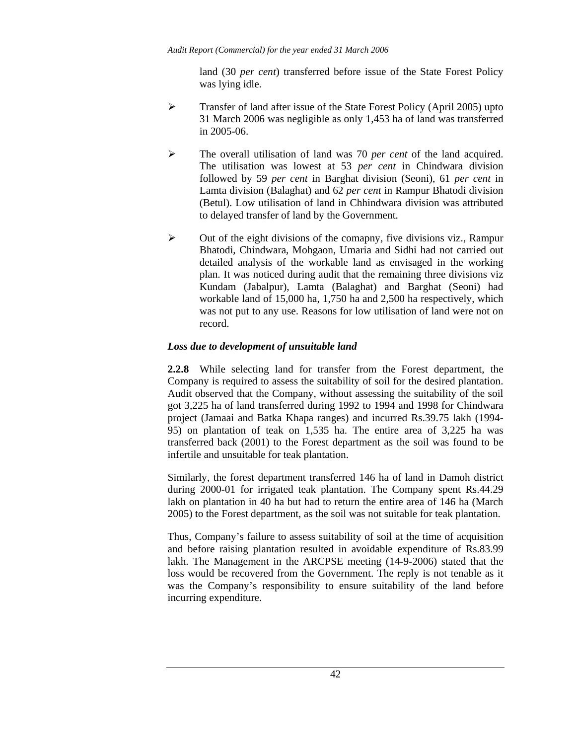land (30 *per cent*) transferred before issue of the State Forest Policy was lying idle.

- Transfer of land after issue of the State Forest Policy (April 2005) upto 31 March 2006 was negligible as only 1,453 ha of land was transferred in 2005-06.
- The overall utilisation of land was 70 *per cent* of the land acquired. The utilisation was lowest at 53 *per cent* in Chindwara division followed by 59 *per cent* in Barghat division (Seoni), 61 *per cent* in Lamta division (Balaghat) and 62 *per cent* in Rampur Bhatodi division (Betul). Low utilisation of land in Chhindwara division was attributed to delayed transfer of land by the Government.
- Out of the eight divisions of the comapny, five divisions viz., Rampur Bhatodi, Chindwara, Mohgaon, Umaria and Sidhi had not carried out detailed analysis of the workable land as envisaged in the working plan. It was noticed during audit that the remaining three divisions viz Kundam (Jabalpur), Lamta (Balaghat) and Barghat (Seoni) had workable land of 15,000 ha, 1,750 ha and 2,500 ha respectively, which was not put to any use. Reasons for low utilisation of land were not on record.

***Loss due to development of unsuitable land***

**2.2.8** While selecting land for transfer from the Forest department, the Company is required to assess the suitability of soil for the desired plantation. Audit observed that the Company, without assessing the suitability of the soil got 3,225 ha of land transferred during 1992 to 1994 and 1998 for Chindwara project (Jamaai and Batka Khapa ranges) and incurred Rs.39.75 lakh (1994-95) on plantation of teak on 1,535 ha. The entire area of 3,225 ha was transferred back (2001) to the Forest department as the soil was found to be infertile and unsuitable for teak plantation.

Similarly, the forest department transferred 146 ha of land in Damoh district during 2000-01 for irrigated teak plantation. The Company spent Rs.44.29 lakh on plantation in 40 ha but had to return the entire area of 146 ha (March 2005) to the Forest department, as the soil was not suitable for teak plantation.

Thus, Company's failure to assess suitability of soil at the time of acquisition and before raising plantation resulted in avoidable expenditure of Rs.83.99 lakh. The Management in the ARCPSE meeting (14-9-2006) stated that the loss would be recovered from the Government. The reply is not tenable as it was the Company's responsibility to ensure suitability of the land before incurring expenditure.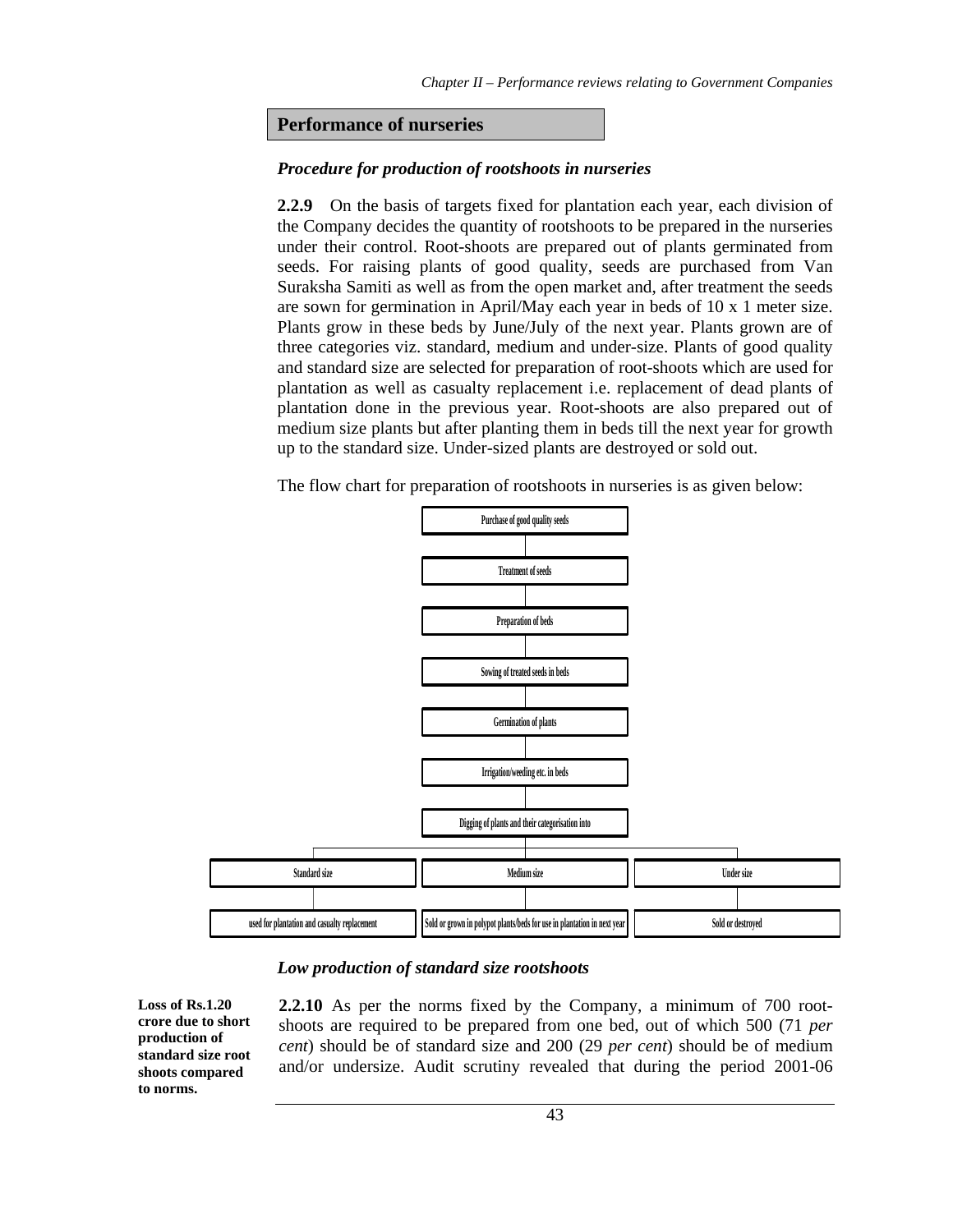## Performance of nurseries

### *Procedure for production of rootshoots in nurseries*

**2.2.9** On the basis of targets fixed for plantation each year, each division of the Company decides the quantity of rootshoots to be prepared in the nurseries under their control. Root-shoots are prepared out of plants germinated from seeds. For raising plants of good quality, seeds are purchased from Van Suraksha Samiti as well as from the open market and, after treatment the seeds are sown for germination in April/May each year in beds of 10 x 1 meter size. Plants grow in these beds by June/July of the next year. Plants grown are of three categories viz. standard, medium and under-size. Plants of good quality and standard size are selected for preparation of root-shoots which are used for plantation as well as casualty replacement i.e. replacement of dead plants of plantation done in the previous year. Root-shoots are also prepared out of medium size plants but after planting them in beds till the next year for growth up to the standard size. Under-sized plants are destroyed or sold out.

The flow chart for preparation of rootshoots in nurseries is as given below:

Purchase of good quality seeds
→ Treatment of seeds
→ Preparation of beds
→ Sowing of treated seeds in beds
→ Germination of plants
→ Irrigation/weeding etc. in beds
→ Digging of plants and their categorisation into

| Standard size | Medium size | Under size |
|---|---|---|
| used for plantation and casualty replacement | Sold or grown in polypot plants/beds for use in plantation in next year | Sold or destroyed |

### *Low production of standard size rootshoots*

**Loss of Rs.1.20 crore due to short production of standard size root shoots compared to norms.**

**2.2.10** As per the norms fixed by the Company, a minimum of 700 root-shoots are required to be prepared from one bed, out of which 500 (71 *per cent*) should be of standard size and 200 (29 *per cent*) should be of medium and/or undersize. Audit scrutiny revealed that during the period 2001-06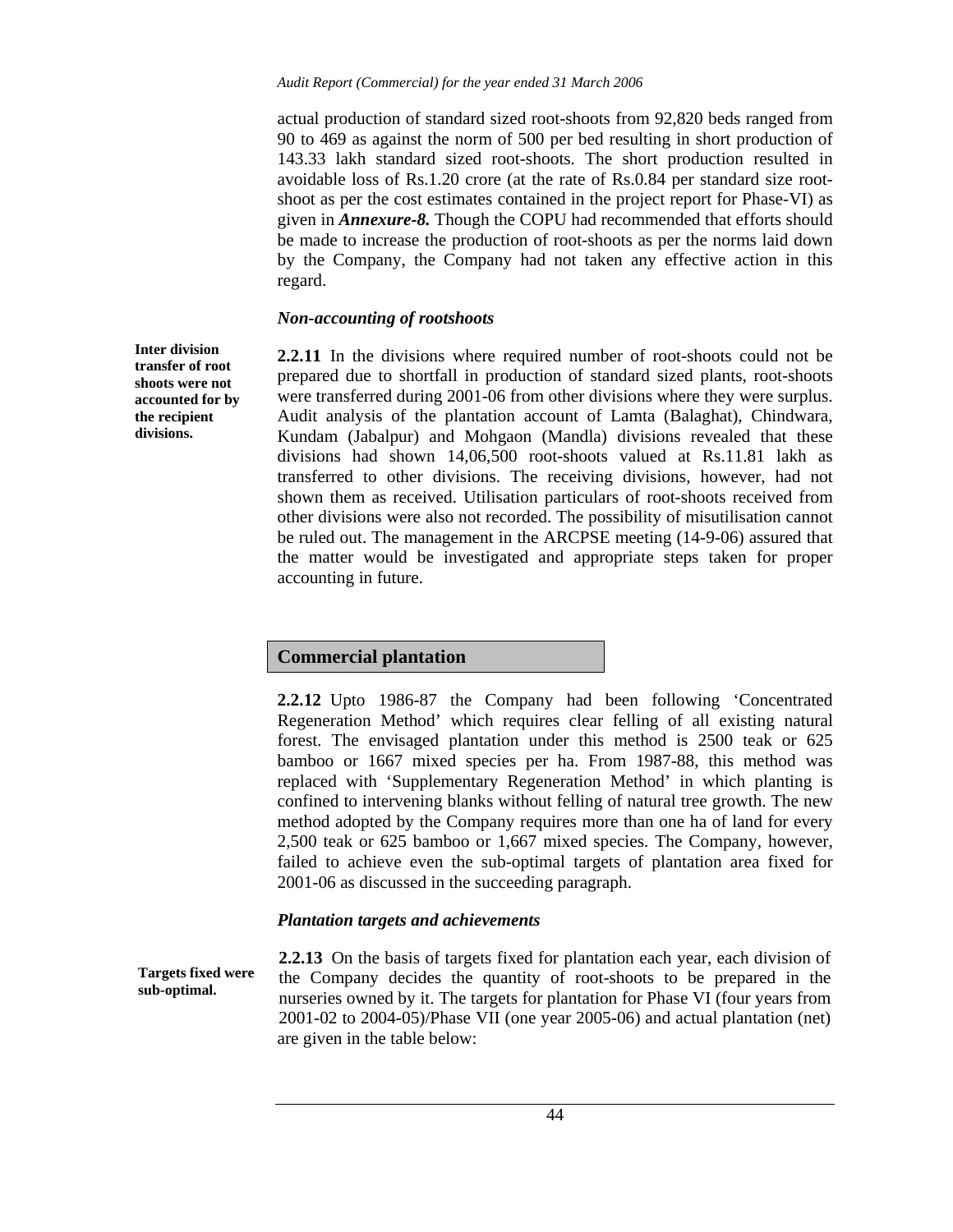actual production of standard sized root-shoots from 92,820 beds ranged from 90 to 469 as against the norm of 500 per bed resulting in short production of 143.33 lakh standard sized root-shoots. The short production resulted in avoidable loss of Rs.1.20 crore (at the rate of Rs.0.84 per standard size root-shoot as per the cost estimates contained in the project report for Phase-VI) as given in ***Annexure-8.*** Though the COPU had recommended that efforts should be made to increase the production of root-shoots as per the norms laid down by the Company, the Company had not taken any effective action in this regard.

### *Non-accounting of rootshoots*

**Inter division transfer of root shoots were not accounted for by the recipient divisions.**

**2.2.11** In the divisions where required number of root-shoots could not be prepared due to shortfall in production of standard sized plants, root-shoots were transferred during 2001-06 from other divisions where they were surplus. Audit analysis of the plantation account of Lamta (Balaghat), Chindwara, Kundam (Jabalpur) and Mohgaon (Mandla) divisions revealed that these divisions had shown 14,06,500 root-shoots valued at Rs.11.81 lakh as transferred to other divisions. The receiving divisions, however, had not shown them as received. Utilisation particulars of root-shoots received from other divisions were also not recorded. The possibility of misutilisation cannot be ruled out. The management in the ARCPSE meeting (14-9-06) assured that the matter would be investigated and appropriate steps taken for proper accounting in future.

## Commercial plantation

**2.2.12** Upto 1986-87 the Company had been following 'Concentrated Regeneration Method' which requires clear felling of all existing natural forest. The envisaged plantation under this method is 2500 teak or 625 bamboo or 1667 mixed species per ha. From 1987-88, this method was replaced with 'Supplementary Regeneration Method' in which planting is confined to intervening blanks without felling of natural tree growth. The new method adopted by the Company requires more than one ha of land for every 2,500 teak or 625 bamboo or 1,667 mixed species. The Company, however, failed to achieve even the sub-optimal targets of plantation area fixed for 2001-06 as discussed in the succeeding paragraph.

### *Plantation targets and achievements*

**Targets fixed were sub-optimal.**

**2.2.13** On the basis of targets fixed for plantation each year, each division of the Company decides the quantity of root-shoots to be prepared in the nurseries owned by it. The targets for plantation for Phase VI (four years from 2001-02 to 2004-05)/Phase VII (one year 2005-06) and actual plantation (net) are given in the table below: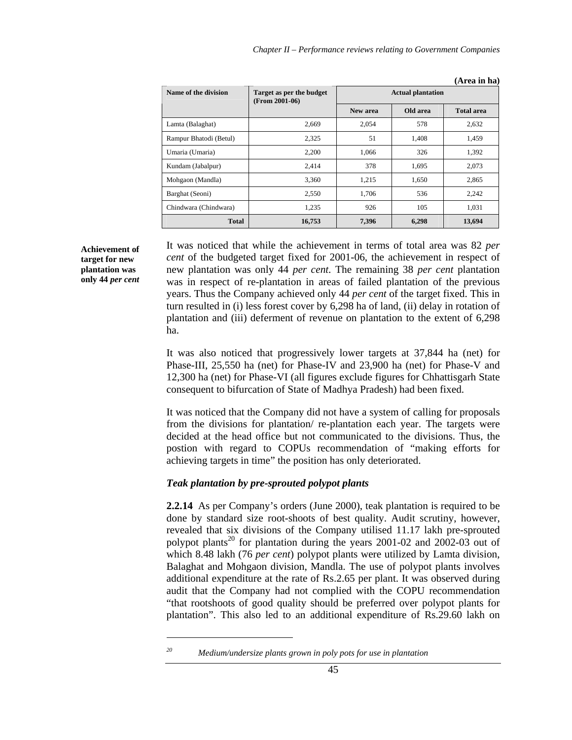(Area in ha)

| Name of the division | Target as per the budget (From 2001-06) | Actual plantation | | |
|---|---|---|---|---|
| | | New area | Old area | Total area |
| Lamta (Balaghat) | 2,669 | 2,054 | 578 | 2,632 |
| Rampur Bhatodi (Betul) | 2,325 | 51 | 1,408 | 1,459 |
| Umaria (Umaria) | 2,200 | 1,066 | 326 | 1,392 |
| Kundam (Jabalpur) | 2,414 | 378 | 1,695 | 2,073 |
| Mohgaon (Mandla) | 3,360 | 1,215 | 1,650 | 2,865 |
| Barghat (Seoni) | 2,550 | 1,706 | 536 | 2,242 |
| Chindwara (Chindwara) | 1,235 | 926 | 105 | 1,031 |
| **Total** | **16,753** | **7,396** | **6,298** | **13,694** |

**Achievement of target for new plantation was only 44 *per cent***

It was noticed that while the achievement in terms of total area was 82 *per cent* of the budgeted target fixed for 2001-06, the achievement in respect of new plantation was only 44 *per cent*. The remaining 38 *per cent* plantation was in respect of re-plantation in areas of failed plantation of the previous years. Thus the Company achieved only 44 *per cent* of the target fixed. This in turn resulted in (i) less forest cover by 6,298 ha of land, (ii) delay in rotation of plantation and (iii) deferment of revenue on plantation to the extent of 6,298 ha.

It was also noticed that progressively lower targets at 37,844 ha (net) for Phase-III, 25,550 ha (net) for Phase-IV and 23,900 ha (net) for Phase-V and 12,300 ha (net) for Phase-VI (all figures exclude figures for Chhattisgarh State consequent to bifurcation of State of Madhya Pradesh) had been fixed.

It was noticed that the Company did not have a system of calling for proposals from the divisions for plantation/ re-plantation each year. The targets were decided at the head office but not communicated to the divisions. Thus, the postion with regard to COPUs recommendation of "making efforts for achieving targets in time" the position has only deteriorated.

### *Teak plantation by pre-sprouted polypot plants*

**2.2.14** As per Company's orders (June 2000), teak plantation is required to be done by standard size root-shoots of best quality. Audit scrutiny, however, revealed that six divisions of the Company utilised 11.17 lakh pre-sprouted polypot plants[20] for plantation during the years 2001-02 and 2002-03 out of which 8.48 lakh (76 *per cent*) polypot plants were utilized by Lamta division, Balaghat and Mohgaon division, Mandla. The use of polypot plants involves additional expenditure at the rate of Rs.2.65 per plant. It was observed during audit that the Company had not complied with the COPU recommendation "that rootshoots of good quality should be preferred over polypot plants for plantation". This also led to an additional expenditure of Rs.29.60 lakh on

[20] *Medium/undersize plants grown in poly pots for use in plantation*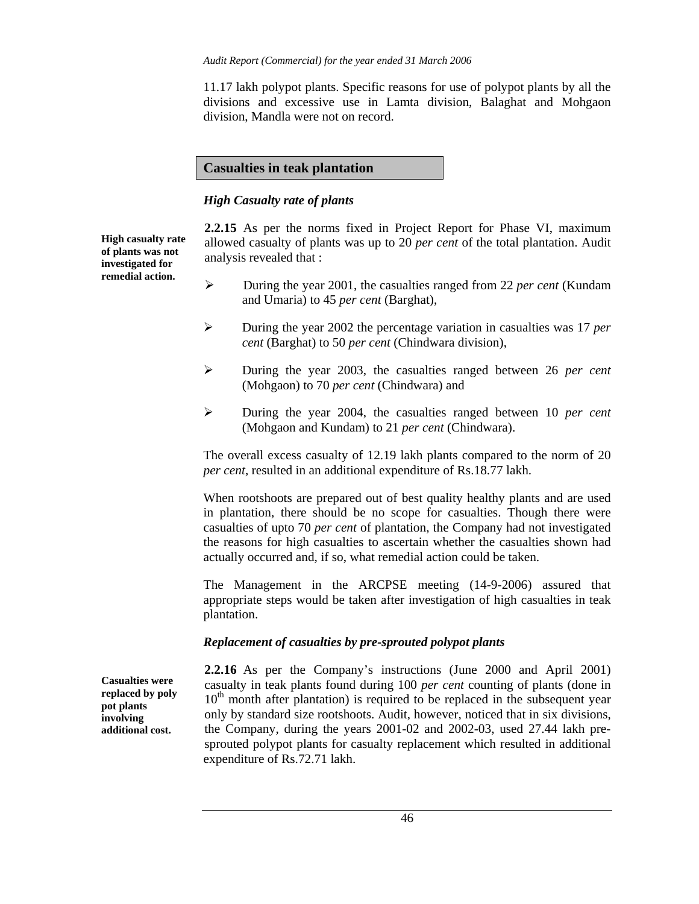11.17 lakh polypot plants. Specific reasons for use of polypot plants by all the divisions and excessive use in Lamta division, Balaghat and Mohgaon division, Mandla were not on record.

## Casualties in teak plantation

### *High Casualty rate of plants*

**High casualty rate of plants was not investigated for remedial action.**

**2.2.15** As per the norms fixed in Project Report for Phase VI, maximum allowed casualty of plants was up to 20 *per cent* of the total plantation. Audit analysis revealed that :

- During the year 2001, the casualties ranged from 22 *per cent* (Kundam and Umaria) to 45 *per cent* (Barghat),
- During the year 2002 the percentage variation in casualties was 17 *per cent* (Barghat) to 50 *per cent* (Chindwara division),
- During the year 2003, the casualties ranged between 26 *per cent* (Mohgaon) to 70 *per cent* (Chindwara) and
- During the year 2004, the casualties ranged between 10 *per cent* (Mohgaon and Kundam) to 21 *per cent* (Chindwara).

The overall excess casualty of 12.19 lakh plants compared to the norm of 20 *per cent*, resulted in an additional expenditure of Rs.18.77 lakh.

When rootshoots are prepared out of best quality healthy plants and are used in plantation, there should be no scope for casualties. Though there were casualties of upto 70 *per cent* of plantation, the Company had not investigated the reasons for high casualties to ascertain whether the casualties shown had actually occurred and, if so, what remedial action could be taken.

The Management in the ARCPSE meeting (14-9-2006) assured that appropriate steps would be taken after investigation of high casualties in teak plantation.

### *Replacement of casualties by pre-sprouted polypot plants*

**Casualties were replaced by poly pot plants involving additional cost.**

**2.2.16** As per the Company's instructions (June 2000 and April 2001) casualty in teak plants found during 100 *per cent* counting of plants (done in 10th month after plantation) is required to be replaced in the subsequent year only by standard size rootshoots. Audit, however, noticed that in six divisions, the Company, during the years 2001-02 and 2002-03, used 27.44 lakh pre-sprouted polypot plants for casualty replacement which resulted in additional expenditure of Rs.72.71 lakh.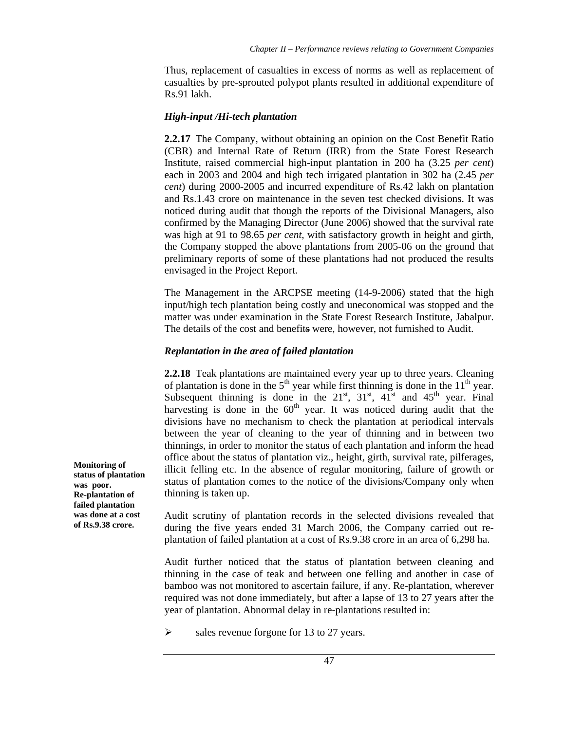Thus, replacement of casualties in excess of norms as well as replacement of casualties by pre-sprouted polypot plants resulted in additional expenditure of Rs.91 lakh.

### *High-input /Hi-tech plantation*

**2.2.17** The Company, without obtaining an opinion on the Cost Benefit Ratio (CBR) and Internal Rate of Return (IRR) from the State Forest Research Institute, raised commercial high-input plantation in 200 ha (3.25 *per cent*) each in 2003 and 2004 and high tech irrigated plantation in 302 ha (2.45 *per cent*) during 2000-2005 and incurred expenditure of Rs.42 lakh on plantation and Rs.1.43 crore on maintenance in the seven test checked divisions. It was noticed during audit that though the reports of the Divisional Managers, also confirmed by the Managing Director (June 2006) showed that the survival rate was high at 91 to 98.65 *per cent*, with satisfactory growth in height and girth, the Company stopped the above plantations from 2005-06 on the ground that preliminary reports of some of these plantations had not produced the results envisaged in the Project Report.

The Management in the ARCPSE meeting (14-9-2006) stated that the high input/high tech plantation being costly and uneconomical was stopped and the matter was under examination in the State Forest Research Institute, Jabalpur. The details of the cost and benefits were, however, not furnished to Audit.

### *Replantation in the area of failed plantation*

**Monitoring of status of plantation was poor. Re-plantation of failed plantation was done at a cost of Rs.9.38 crore.**

**2.2.18** Teak plantations are maintained every year up to three years. Cleaning of plantation is done in the 5th year while first thinning is done in the 11th year. Subsequent thinning is done in the 21st, 31st, 41st and 45th year. Final harvesting is done in the 60th year. It was noticed during audit that the divisions have no mechanism to check the plantation at periodical intervals between the year of cleaning to the year of thinning and in between two thinnings, in order to monitor the status of each plantation and inform the head office about the status of plantation viz., height, girth, survival rate, pilferages, illicit felling etc. In the absence of regular monitoring, failure of growth or status of plantation comes to the notice of the divisions/Company only when thinning is taken up.

Audit scrutiny of plantation records in the selected divisions revealed that during the five years ended 31 March 2006, the Company carried out re-plantation of failed plantation at a cost of Rs.9.38 crore in an area of 6,298 ha.

Audit further noticed that the status of plantation between cleaning and thinning in the case of teak and between one felling and another in case of bamboo was not monitored to ascertain failure, if any. Re-plantation, wherever required was not done immediately, but after a lapse of 13 to 27 years after the year of plantation. Abnormal delay in re-plantations resulted in:

- sales revenue forgone for 13 to 27 years.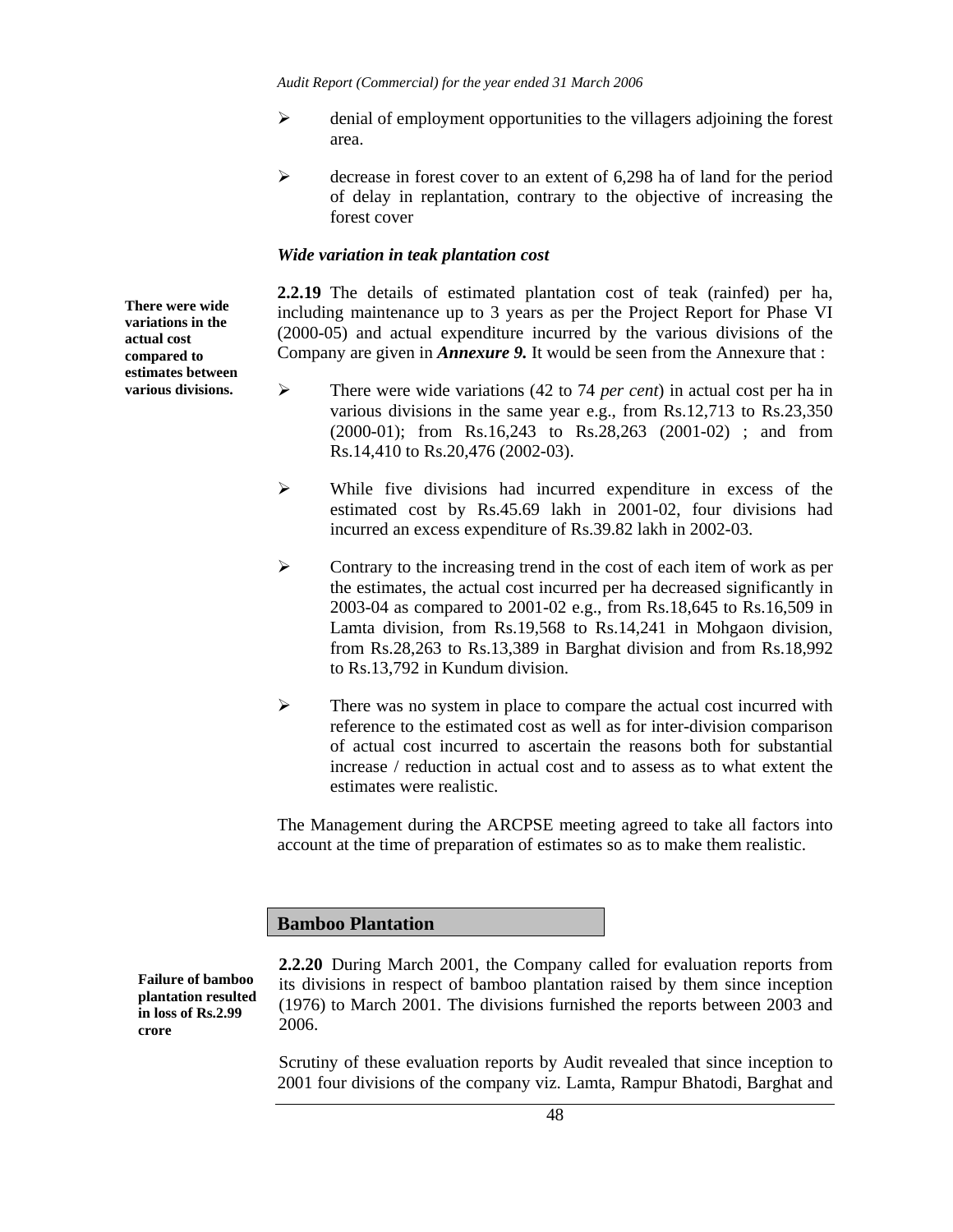- denial of employment opportunities to the villagers adjoining the forest area.
- decrease in forest cover to an extent of 6,298 ha of land for the period of delay in replantation, contrary to the objective of increasing the forest cover

### *Wide variation in teak plantation cost*

**There were wide variations in the actual cost compared to estimates between various divisions.**

**2.2.19** The details of estimated plantation cost of teak (rainfed) per ha, including maintenance up to 3 years as per the Project Report for Phase VI (2000-05) and actual expenditure incurred by the various divisions of the Company are given in ***Annexure 9.*** It would be seen from the Annexure that :

- There were wide variations (42 to 74 *per cent*) in actual cost per ha in various divisions in the same year e.g., from Rs.12,713 to Rs.23,350 (2000-01); from Rs.16,243 to Rs.28,263 (2001-02) ; and from Rs.14,410 to Rs.20,476 (2002-03).
- While five divisions had incurred expenditure in excess of the estimated cost by Rs.45.69 lakh in 2001-02, four divisions had incurred an excess expenditure of Rs.39.82 lakh in 2002-03.
- Contrary to the increasing trend in the cost of each item of work as per the estimates, the actual cost incurred per ha decreased significantly in 2003-04 as compared to 2001-02 e.g., from Rs.18,645 to Rs.16,509 in Lamta division, from Rs.19,568 to Rs.14,241 in Mohgaon division, from Rs.28,263 to Rs.13,389 in Barghat division and from Rs.18,992 to Rs.13,792 in Kundum division.
- There was no system in place to compare the actual cost incurred with reference to the estimated cost as well as for inter-division comparison of actual cost incurred to ascertain the reasons both for substantial increase / reduction in actual cost and to assess as to what extent the estimates were realistic.

The Management during the ARCPSE meeting agreed to take all factors into account at the time of preparation of estimates so as to make them realistic.

## Bamboo Plantation

**Failure of bamboo plantation resulted in loss of Rs.2.99 crore**

**2.2.20** During March 2001, the Company called for evaluation reports from its divisions in respect of bamboo plantation raised by them since inception (1976) to March 2001. The divisions furnished the reports between 2003 and 2006.

Scrutiny of these evaluation reports by Audit revealed that since inception to 2001 four divisions of the company viz. Lamta, Rampur Bhatodi, Barghat and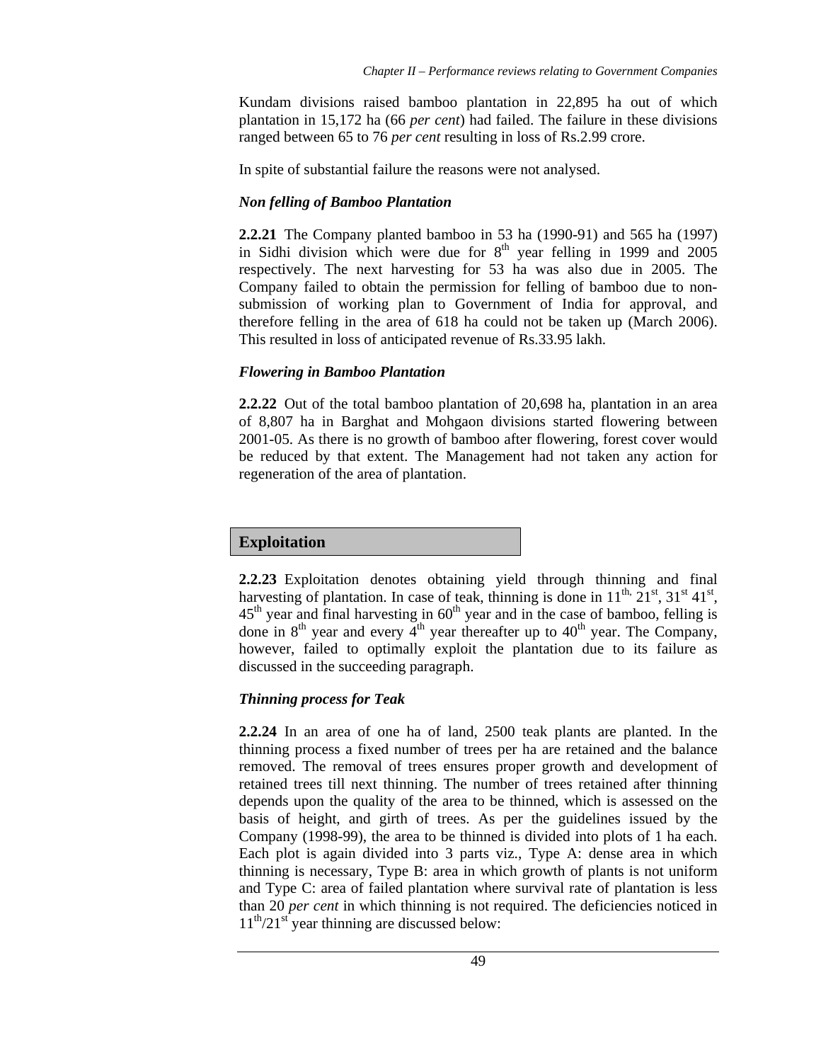Kundam divisions raised bamboo plantation in 22,895 ha out of which plantation in 15,172 ha (66 *per cent*) had failed. The failure in these divisions ranged between 65 to 76 *per cent* resulting in loss of Rs.2.99 crore.

In spite of substantial failure the reasons were not analysed.

### *Non felling of Bamboo Plantation*

**2.2.21** The Company planted bamboo in 53 ha (1990-91) and 565 ha (1997) in Sidhi division which were due for $8^{th}$ year felling in 1999 and 2005 respectively. The next harvesting for 53 ha was also due in 2005. The Company failed to obtain the permission for felling of bamboo due to non-submission of working plan to Government of India for approval, and therefore felling in the area of 618 ha could not be taken up (March 2006). This resulted in loss of anticipated revenue of Rs.33.95 lakh.

### *Flowering in Bamboo Plantation*

**2.2.22** Out of the total bamboo plantation of 20,698 ha, plantation in an area of 8,807 ha in Barghat and Mohgaon divisions started flowering between 2001-05. As there is no growth of bamboo after flowering, forest cover would be reduced by that extent. The Management had not taken any action for regeneration of the area of plantation.

## Exploitation

**2.2.23** Exploitation denotes obtaining yield through thinning and final harvesting of plantation. In case of teak, thinning is done in $11^{th,}$ $21^{st}$, $31^{st}$ $41^{st}$, $45^{th}$ year and final harvesting in $60^{th}$ year and in the case of bamboo, felling is done in $8^{th}$ year and every $4^{th}$ year thereafter up to $40^{th}$ year. The Company, however, failed to optimally exploit the plantation due to its failure as discussed in the succeeding paragraph.

### *Thinning process for Teak*

**2.2.24** In an area of one ha of land, 2500 teak plants are planted. In the thinning process a fixed number of trees per ha are retained and the balance removed. The removal of trees ensures proper growth and development of retained trees till next thinning. The number of trees retained after thinning depends upon the quality of the area to be thinned, which is assessed on the basis of height, and girth of trees. As per the guidelines issued by the Company (1998-99), the area to be thinned is divided into plots of 1 ha each. Each plot is again divided into 3 parts viz., Type A: dense area in which thinning is necessary, Type B: area in which growth of plants is not uniform and Type C: area of failed plantation where survival rate of plantation is less than 20 *per cent* in which thinning is not required. The deficiencies noticed in $11^{th}$/$21^{st}$ year thinning are discussed below: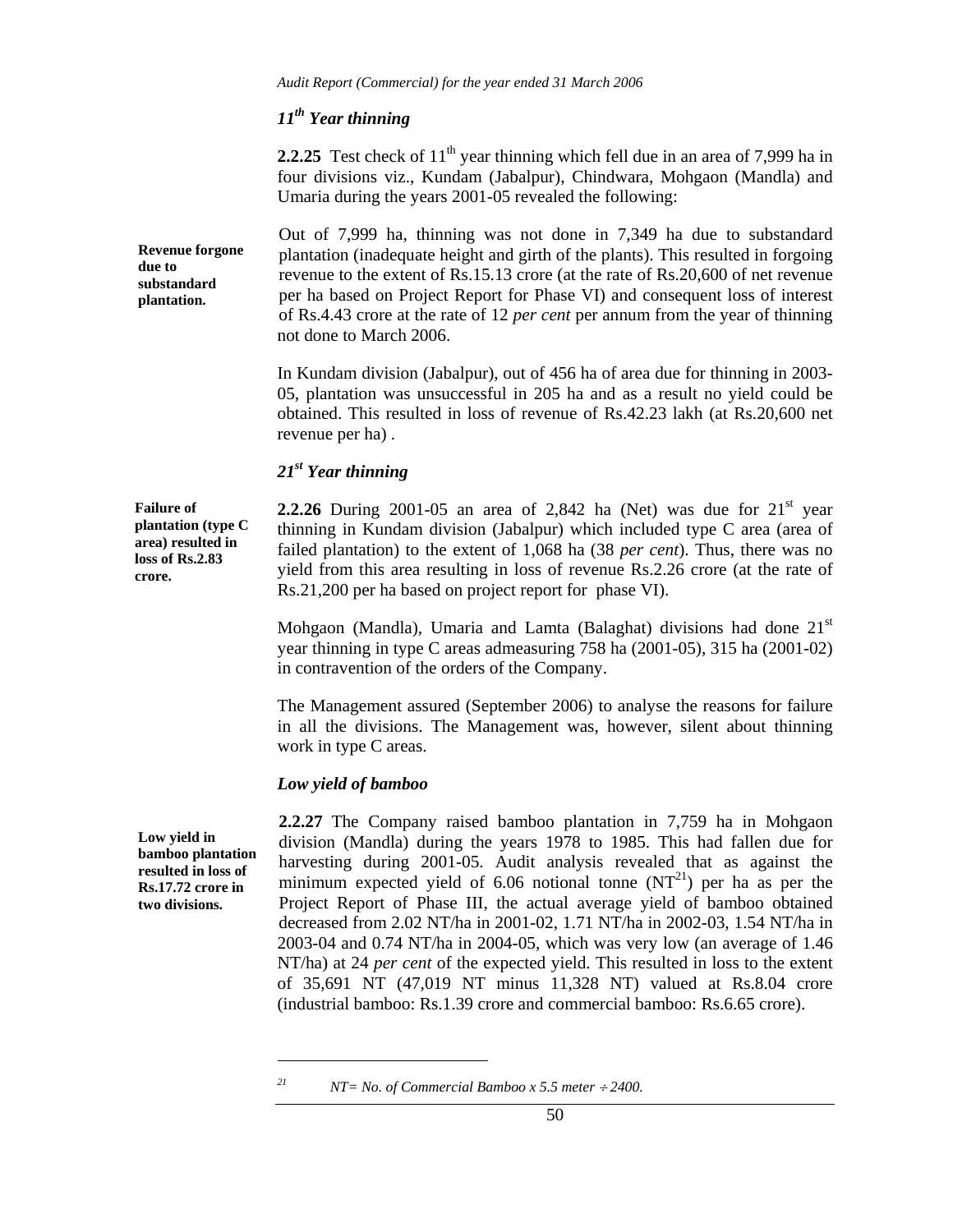### *11[th] Year thinning*

**2.2.25** Test check of 11[th] year thinning which fell due in an area of 7,999 ha in four divisions viz., Kundam (Jabalpur), Chindwara, Mohgaon (Mandla) and Umaria during the years 2001-05 revealed the following:

**Revenue forgone due to substandard plantation.**

Out of 7,999 ha, thinning was not done in 7,349 ha due to substandard plantation (inadequate height and girth of the plants). This resulted in forgoing revenue to the extent of Rs.15.13 crore (at the rate of Rs.20,600 of net revenue per ha based on Project Report for Phase VI) and consequent loss of interest of Rs.4.43 crore at the rate of 12 *per cent* per annum from the year of thinning not done to March 2006.

In Kundam division (Jabalpur), out of 456 ha of area due for thinning in 2003-05, plantation was unsuccessful in 205 ha and as a result no yield could be obtained. This resulted in loss of revenue of Rs.42.23 lakh (at Rs.20,600 net revenue per ha) .

### *21[st] Year thinning*

**Failure of plantation (type C area) resulted in loss of Rs.2.83 crore.**

**2.2.26** During 2001-05 an area of 2,842 ha (Net) was due for 21[st] year thinning in Kundam division (Jabalpur) which included type C area (area of failed plantation) to the extent of 1,068 ha (38 *per cent*). Thus, there was no yield from this area resulting in loss of revenue Rs.2.26 crore (at the rate of Rs.21,200 per ha based on project report for phase VI).

Mohgaon (Mandla), Umaria and Lamta (Balaghat) divisions had done 21[st] year thinning in type C areas admeasuring 758 ha (2001-05), 315 ha (2001-02) in contravention of the orders of the Company.

The Management assured (September 2006) to analyse the reasons for failure in all the divisions. The Management was, however, silent about thinning work in type C areas.

### *Low yield of bamboo*

**Low yield in bamboo plantation resulted in loss of Rs.17.72 crore in two divisions.**

**2.2.27** The Company raised bamboo plantation in 7,759 ha in Mohgaon division (Mandla) during the years 1978 to 1985. This had fallen due for harvesting during 2001-05. Audit analysis revealed that as against the minimum expected yield of 6.06 notional tonne (NT[21]) per ha as per the Project Report of Phase III, the actual average yield of bamboo obtained decreased from 2.02 NT/ha in 2001-02, 1.71 NT/ha in 2002-03, 1.54 NT/ha in 2003-04 and 0.74 NT/ha in 2004-05, which was very low (an average of 1.46 NT/ha) at 24 *per cent* of the expected yield. This resulted in loss to the extent of 35,691 NT (47,019 NT minus 11,328 NT) valued at Rs.8.04 crore (industrial bamboo: Rs.1.39 crore and commercial bamboo: Rs.6.65 crore).

---

[21] *NT= No. of Commercial Bamboo x 5.5 meter $\div$ 2400.*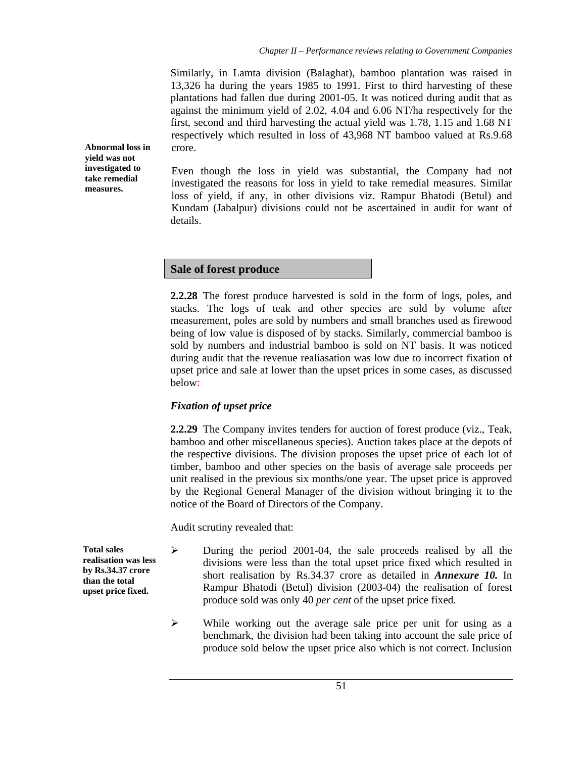Similarly, in Lamta division (Balaghat), bamboo plantation was raised in 13,326 ha during the years 1985 to 1991. First to third harvesting of these plantations had fallen due during 2001-05. It was noticed during audit that as against the minimum yield of 2.02, 4.04 and 6.06 NT/ha respectively for the first, second and third harvesting the actual yield was 1.78, 1.15 and 1.68 NT respectively which resulted in loss of 43,968 NT bamboo valued at Rs.9.68 crore.

**Abnormal loss in yield was not investigated to take remedial measures.**

Even though the loss in yield was substantial, the Company had not investigated the reasons for loss in yield to take remedial measures. Similar loss of yield, if any, in other divisions viz. Rampur Bhatodi (Betul) and Kundam (Jabalpur) divisions could not be ascertained in audit for want of details.

## Sale of forest produce

**2.2.28** The forest produce harvested is sold in the form of logs, poles, and stacks. The logs of teak and other species are sold by volume after measurement, poles are sold by numbers and small branches used as firewood being of low value is disposed of by stacks. Similarly, commercial bamboo is sold by numbers and industrial bamboo is sold on NT basis. It was noticed during audit that the revenue realiasation was low due to incorrect fixation of upset price and sale at lower than the upset prices in some cases, as discussed below:

### *Fixation of upset price*

**2.2.29** The Company invites tenders for auction of forest produce (viz., Teak, bamboo and other miscellaneous species). Auction takes place at the depots of the respective divisions. The division proposes the upset price of each lot of timber, bamboo and other species on the basis of average sale proceeds per unit realised in the previous six months/one year. The upset price is approved by the Regional General Manager of the division without bringing it to the notice of the Board of Directors of the Company.

Audit scrutiny revealed that:

**Total sales realisation was less by Rs.34.37 crore than the total upset price fixed.**

- During the period 2001-04, the sale proceeds realised by all the divisions were less than the total upset price fixed which resulted in short realisation by Rs.34.37 crore as detailed in ***Annexure 10.*** In Rampur Bhatodi (Betul) division (2003-04) the realisation of forest produce sold was only 40 *per cent* of the upset price fixed.
- While working out the average sale price per unit for using as a benchmark, the division had been taking into account the sale price of produce sold below the upset price also which is not correct. Inclusion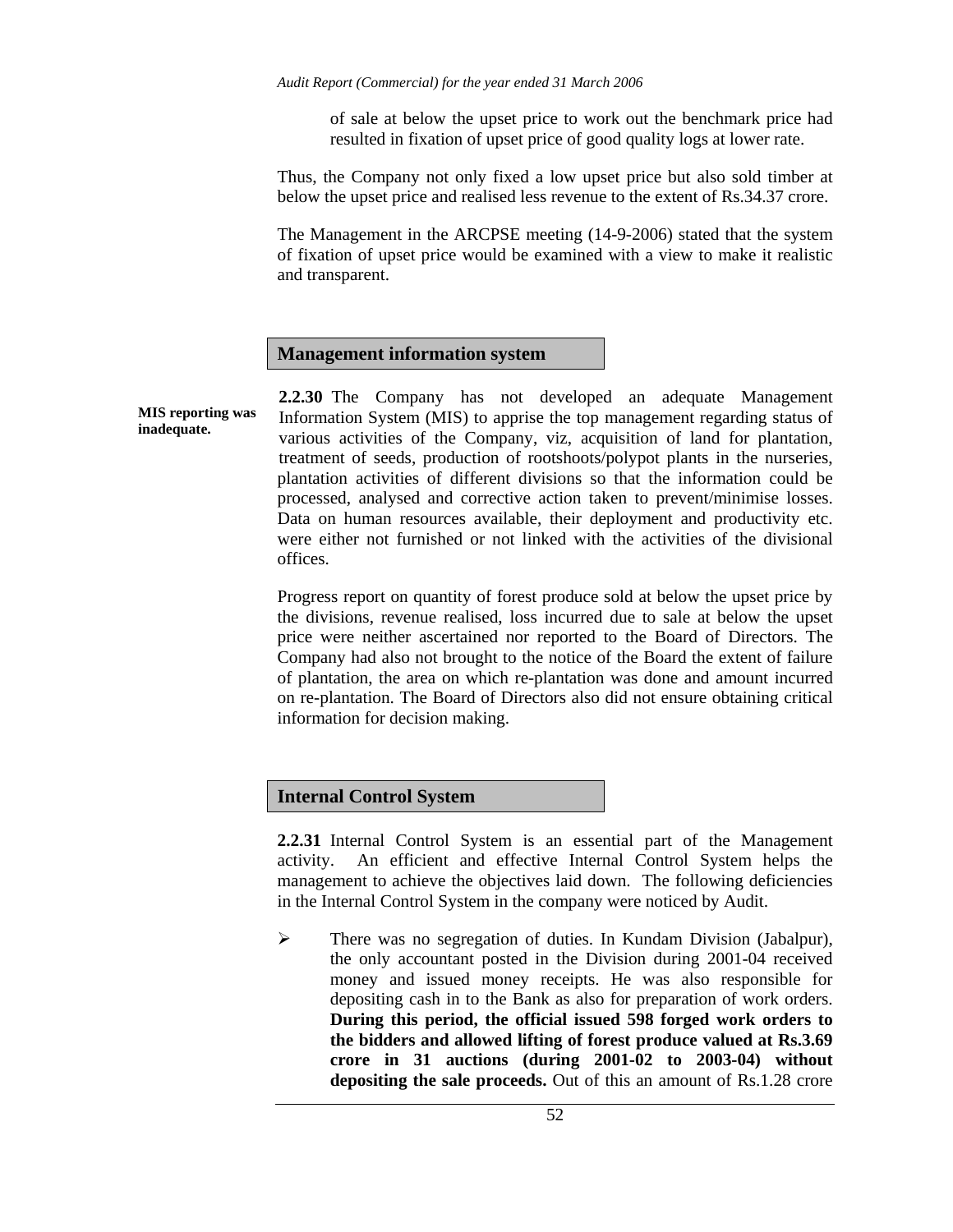of sale at below the upset price to work out the benchmark price had resulted in fixation of upset price of good quality logs at lower rate.

Thus, the Company not only fixed a low upset price but also sold timber at below the upset price and realised less revenue to the extent of Rs.34.37 crore.

The Management in the ARCPSE meeting (14-9-2006) stated that the system of fixation of upset price would be examined with a view to make it realistic and transparent.

## Management information system

**MIS reporting was inadequate.**

**2.2.30** The Company has not developed an adequate Management Information System (MIS) to apprise the top management regarding status of various activities of the Company, viz, acquisition of land for plantation, treatment of seeds, production of rootshoots/polypot plants in the nurseries, plantation activities of different divisions so that the information could be processed, analysed and corrective action taken to prevent/minimise losses. Data on human resources available, their deployment and productivity etc. were either not furnished or not linked with the activities of the divisional offices.

Progress report on quantity of forest produce sold at below the upset price by the divisions, revenue realised, loss incurred due to sale at below the upset price were neither ascertained nor reported to the Board of Directors. The Company had also not brought to the notice of the Board the extent of failure of plantation, the area on which re-plantation was done and amount incurred on re-plantation. The Board of Directors also did not ensure obtaining critical information for decision making.

## Internal Control System

**2.2.31** Internal Control System is an essential part of the Management activity. An efficient and effective Internal Control System helps the management to achieve the objectives laid down. The following deficiencies in the Internal Control System in the company were noticed by Audit.

- There was no segregation of duties. In Kundam Division (Jabalpur), the only accountant posted in the Division during 2001-04 received money and issued money receipts. He was also responsible for depositing cash in to the Bank as also for preparation of work orders. **During this period, the official issued 598 forged work orders to the bidders and allowed lifting of forest produce valued at Rs.3.69 crore in 31 auctions (during 2001-02 to 2003-04) without depositing the sale proceeds.** Out of this an amount of Rs.1.28 crore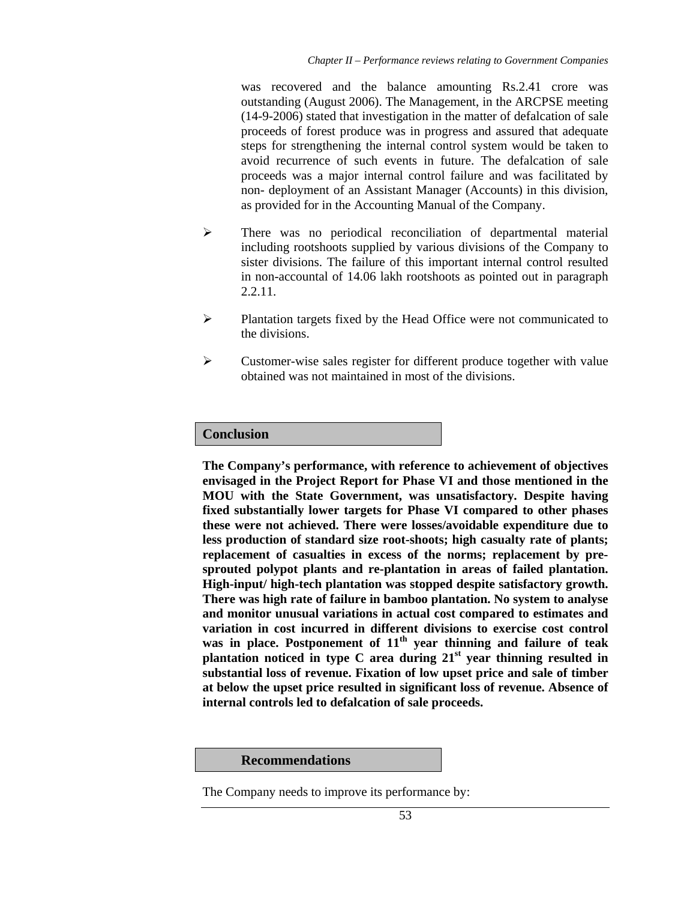was recovered and the balance amounting Rs.2.41 crore was outstanding (August 2006). The Management, in the ARCPSE meeting (14-9-2006) stated that investigation in the matter of defalcation of sale proceeds of forest produce was in progress and assured that adequate steps for strengthening the internal control system would be taken to avoid recurrence of such events in future. The defalcation of sale proceeds was a major internal control failure and was facilitated by non- deployment of an Assistant Manager (Accounts) in this division, as provided for in the Accounting Manual of the Company.

- There was no periodical reconciliation of departmental material including rootshoots supplied by various divisions of the Company to sister divisions. The failure of this important internal control resulted in non-accountal of 14.06 lakh rootshoots as pointed out in paragraph 2.2.11.
- Plantation targets fixed by the Head Office were not communicated to the divisions.
- Customer-wise sales register for different produce together with value obtained was not maintained in most of the divisions.

## Conclusion

**The Company's performance, with reference to achievement of objectives envisaged in the Project Report for Phase VI and those mentioned in the MOU with the State Government, was unsatisfactory. Despite having fixed substantially lower targets for Phase VI compared to other phases these were not achieved. There were losses/avoidable expenditure due to less production of standard size root-shoots; high casualty rate of plants; replacement of casualties in excess of the norms; replacement by pre-sprouted polypot plants and re-plantation in areas of failed plantation. High-input/ high-tech plantation was stopped despite satisfactory growth. There was high rate of failure in bamboo plantation. No system to analyse and monitor unusual variations in actual cost compared to estimates and variation in cost incurred in different divisions to exercise cost control was in place. Postponement of 11th year thinning and failure of teak plantation noticed in type C area during 21st year thinning resulted in substantial loss of revenue. Fixation of low upset price and sale of timber at below the upset price resulted in significant loss of revenue. Absence of internal controls led to defalcation of sale proceeds.**

## Recommendations

The Company needs to improve its performance by: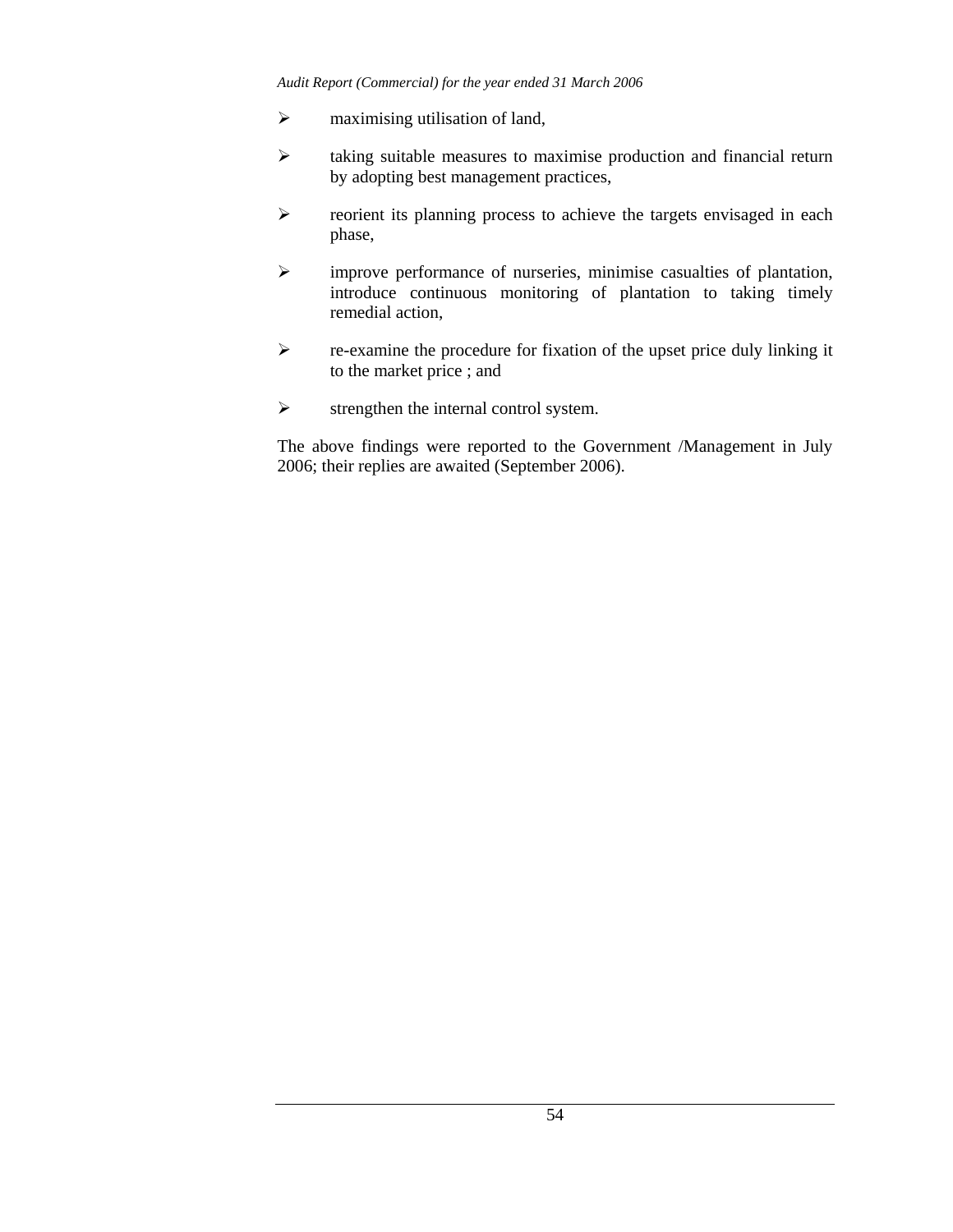- maximising utilisation of land,
- taking suitable measures to maximise production and financial return by adopting best management practices,
- reorient its planning process to achieve the targets envisaged in each phase,
- improve performance of nurseries, minimise casualties of plantation, introduce continuous monitoring of plantation to taking timely remedial action,
- re-examine the procedure for fixation of the upset price duly linking it to the market price ; and
- strengthen the internal control system.

The above findings were reported to the Government /Management in July 2006; their replies are awaited (September 2006).